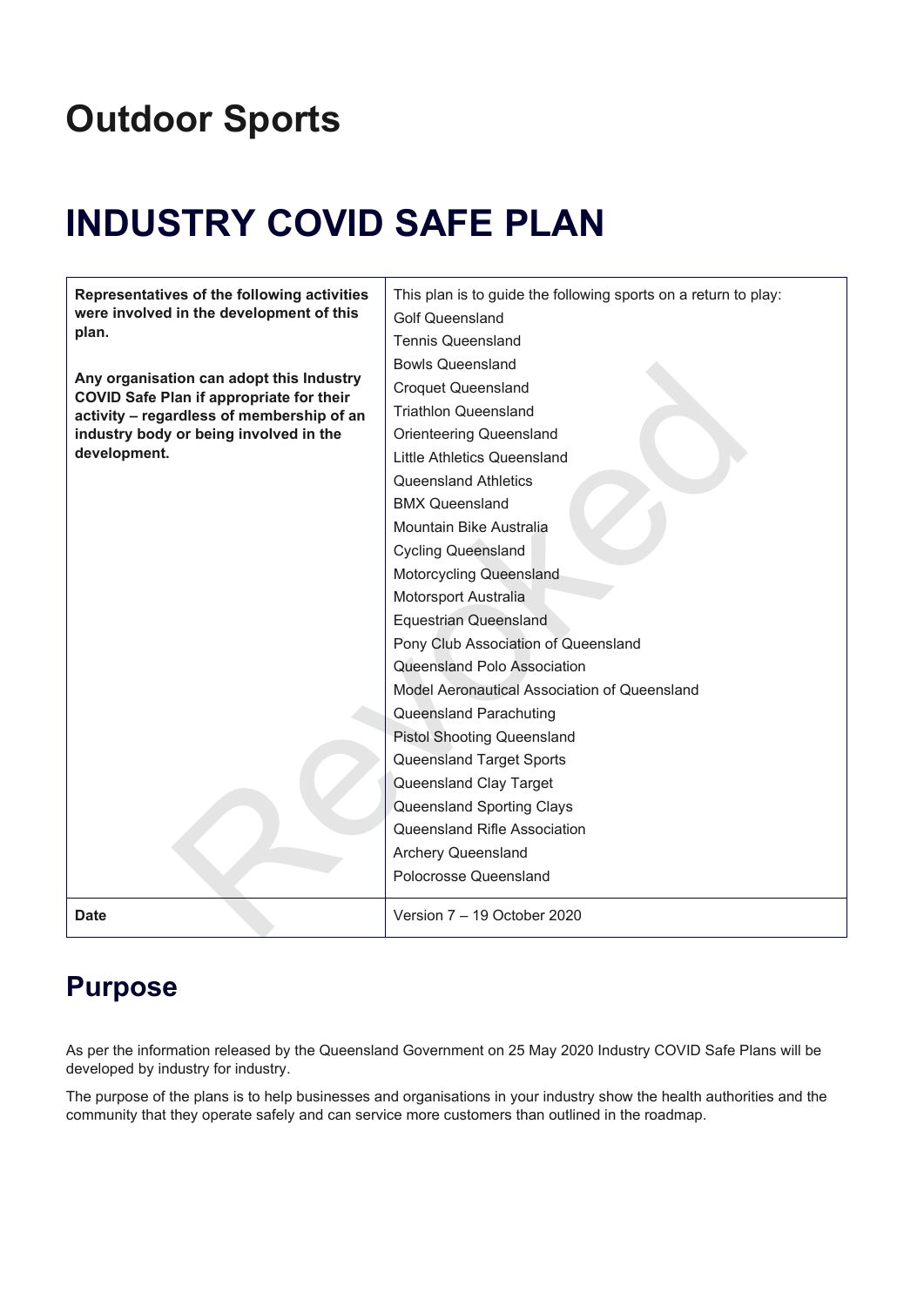# Outdoor Sports

# INDUSTRY COVID SAFE PLAN

| **Representatives of the following activities were involved in the development of this plan.**<br><br>**Any organisation can adopt this Industry COVID Safe Plan if appropriate for their activity – regardless of membership of an industry body or being involved in the development.** | This plan is to guide the following sports on a return to play:<br>Golf Queensland<br>Tennis Queensland<br>Bowls Queensland<br>Croquet Queensland<br>Triathlon Queensland<br>Orienteering Queensland<br>Little Athletics Queensland<br>Queensland Athletics<br>BMX Queensland<br>Mountain Bike Australia<br>Cycling Queensland<br>Motorcycling Queensland<br>Motorsport Australia<br>Equestrian Queensland<br>Pony Club Association of Queensland<br>Queensland Polo Association<br>Model Aeronautical Association of Queensland<br>Queensland Parachuting<br>Pistol Shooting Queensland<br>Queensland Target Sports<br>Queensland Clay Target<br>Queensland Sporting Clays<br>Queensland Rifle Association<br>Archery Queensland<br>Polocrosse Queensland |
|---|---|
| **Date** | Version 7 – 19 October 2020 |

## Purpose

As per the information released by the Queensland Government on 25 May 2020 Industry COVID Safe Plans will be developed by industry for industry.

The purpose of the plans is to help businesses and organisations in your industry show the health authorities and the community that they operate safely and can service more customers than outlined in the roadmap.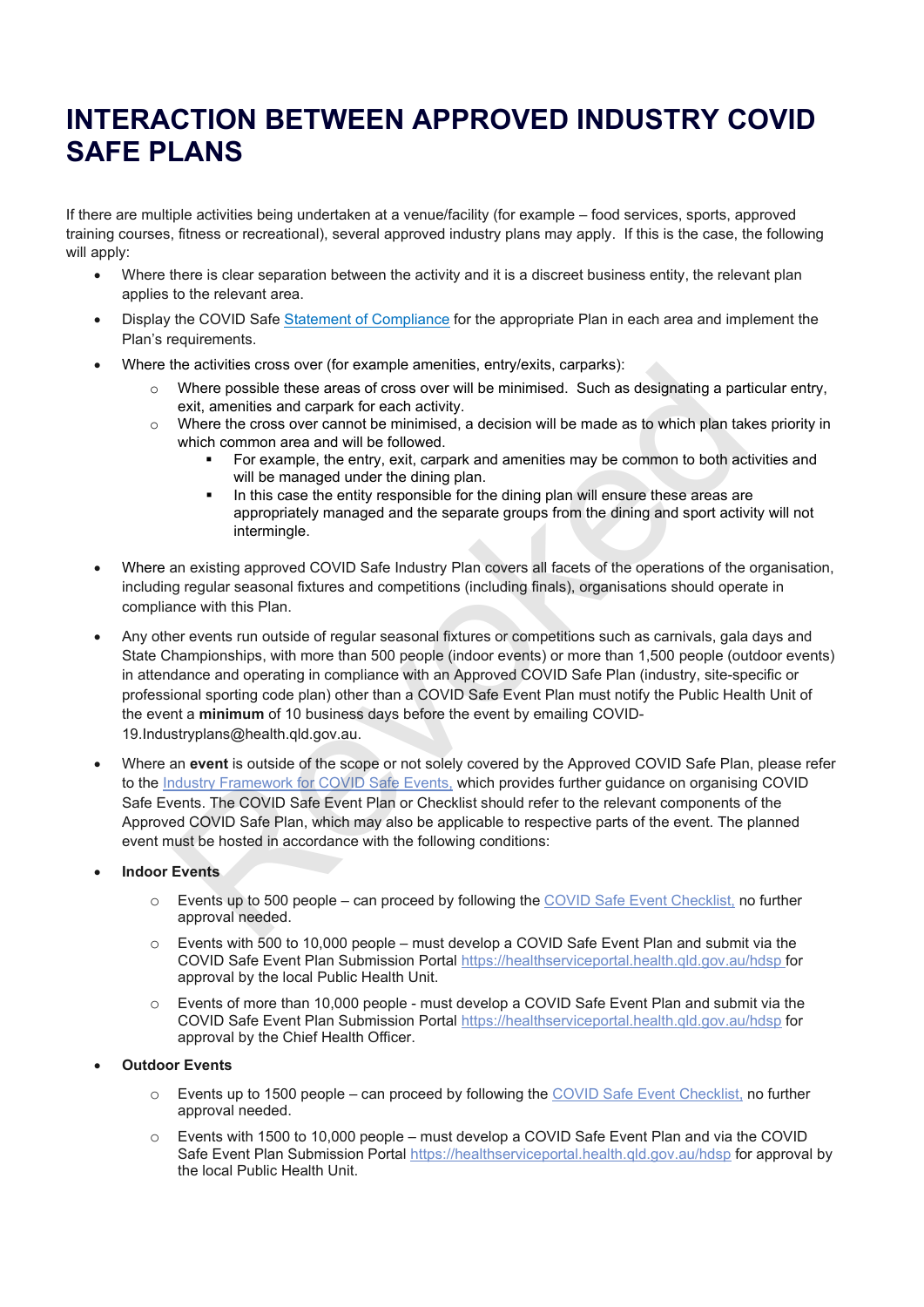# INTERACTION BETWEEN APPROVED INDUSTRY COVID SAFE PLANS

If there are multiple activities being undertaken at a venue/facility (for example – food services, sports, approved training courses, fitness or recreational), several approved industry plans may apply. If this is the case, the following will apply:

- Where there is clear separation between the activity and it is a discreet business entity, the relevant plan applies to the relevant area.
- Display the COVID Safe Statement of Compliance for the appropriate Plan in each area and implement the Plan's requirements.
- Where the activities cross over (for example amenities, entry/exits, carparks):
  - Where possible these areas of cross over will be minimised. Such as designating a particular entry, exit, amenities and carpark for each activity.
  - Where the cross over cannot be minimised, a decision will be made as to which plan takes priority in which common area and will be followed.
    - For example, the entry, exit, carpark and amenities may be common to both activities and will be managed under the dining plan.
    - In this case the entity responsible for the dining plan will ensure these areas are appropriately managed and the separate groups from the dining and sport activity will not intermingle.
- Where an existing approved COVID Safe Industry Plan covers all facets of the operations of the organisation, including regular seasonal fixtures and competitions (including finals), organisations should operate in compliance with this Plan.
- Any other events run outside of regular seasonal fixtures or competitions such as carnivals, gala days and State Championships, with more than 500 people (indoor events) or more than 1,500 people (outdoor events) in attendance and operating in compliance with an Approved COVID Safe Plan (industry, site-specific or professional sporting code plan) other than a COVID Safe Event Plan must notify the Public Health Unit of the event a **minimum** of 10 business days before the event by emailing COVID-19.Industryplans@health.qld.gov.au.
- Where an **event** is outside of the scope or not solely covered by the Approved COVID Safe Plan, please refer to the Industry Framework for COVID Safe Events, which provides further guidance on organising COVID Safe Events. The COVID Safe Event Plan or Checklist should refer to the relevant components of the Approved COVID Safe Plan, which may also be applicable to respective parts of the event. The planned event must be hosted in accordance with the following conditions:
- **Indoor Events**
  - Events up to 500 people – can proceed by following the COVID Safe Event Checklist, no further approval needed.
  - Events with 500 to 10,000 people – must develop a COVID Safe Event Plan and submit via the COVID Safe Event Plan Submission Portal https://healthserviceportal.health.qld.gov.au/hdsp for approval by the local Public Health Unit.
  - Events of more than 10,000 people - must develop a COVID Safe Event Plan and submit via the COVID Safe Event Plan Submission Portal https://healthserviceportal.health.qld.gov.au/hdsp for approval by the Chief Health Officer.
- **Outdoor Events**
  - Events up to 1500 people – can proceed by following the COVID Safe Event Checklist, no further approval needed.
  - Events with 1500 to 10,000 people – must develop a COVID Safe Event Plan and via the COVID Safe Event Plan Submission Portal https://healthserviceportal.health.qld.gov.au/hdsp for approval by the local Public Health Unit.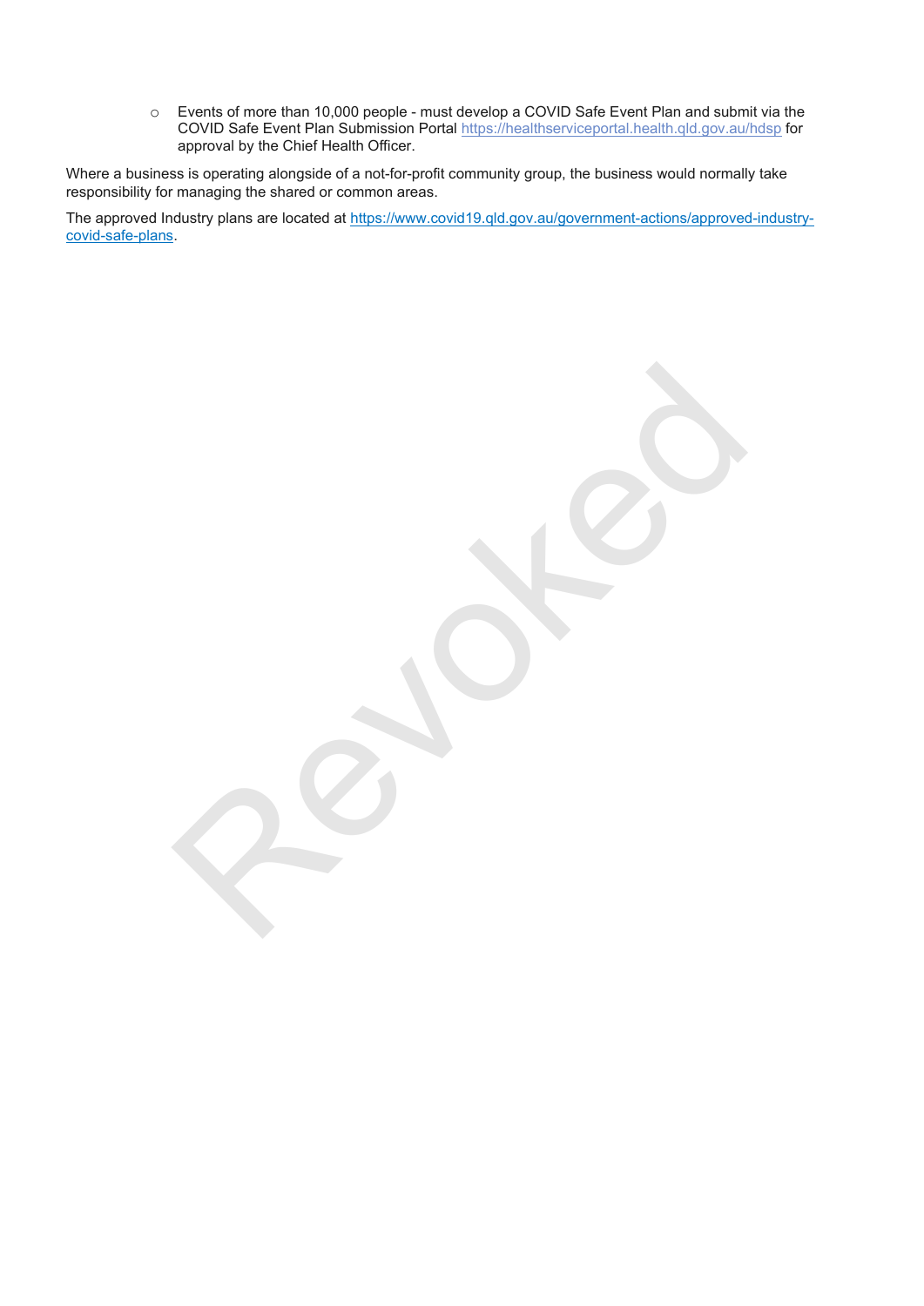- Events of more than 10,000 people - must develop a COVID Safe Event Plan and submit via the COVID Safe Event Plan Submission Portal https://healthserviceportal.health.qld.gov.au/hdsp for approval by the Chief Health Officer.

Where a business is operating alongside of a not-for-profit community group, the business would normally take responsibility for managing the shared or common areas.

The approved Industry plans are located at https://www.covid19.qld.gov.au/government-actions/approved-industry-covid-safe-plans.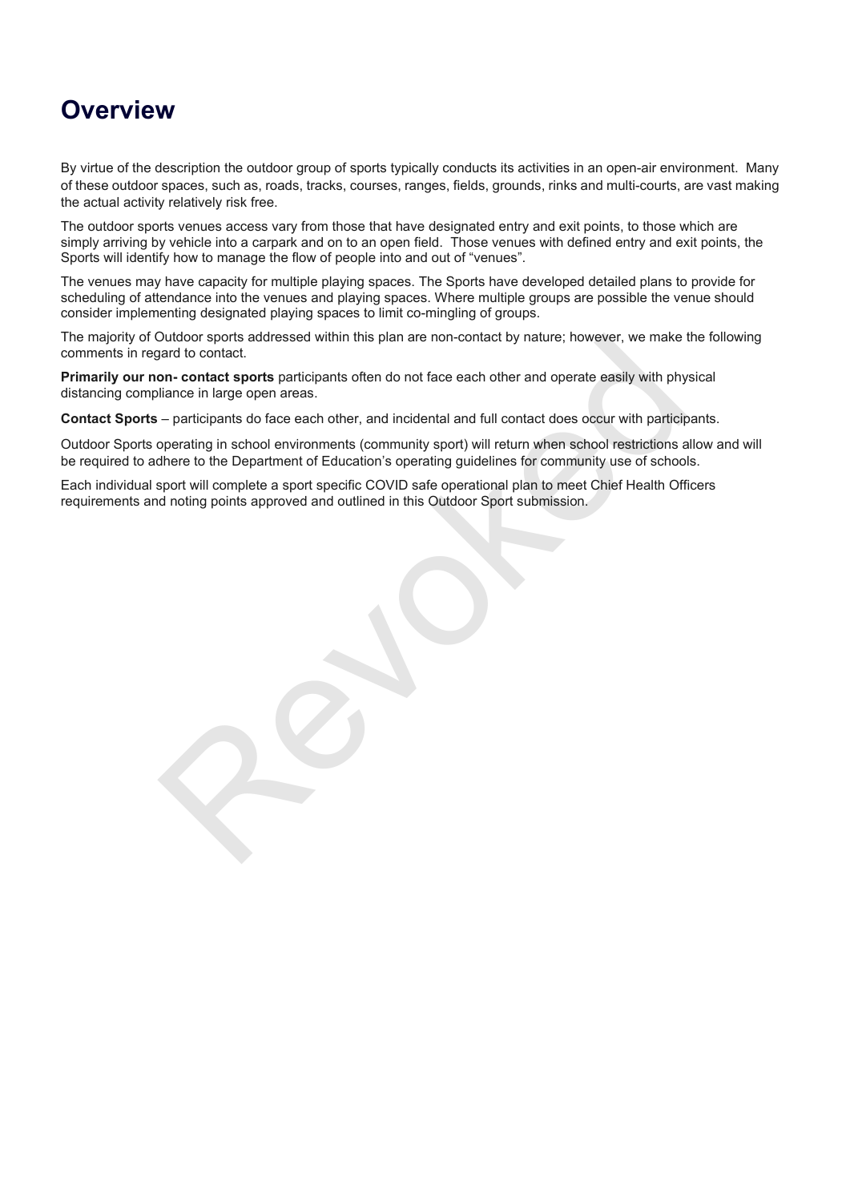# Overview

By virtue of the description the outdoor group of sports typically conducts its activities in an open-air environment. Many of these outdoor spaces, such as, roads, tracks, courses, ranges, fields, grounds, rinks and multi-courts, are vast making the actual activity relatively risk free.

The outdoor sports venues access vary from those that have designated entry and exit points, to those which are simply arriving by vehicle into a carpark and on to an open field. Those venues with defined entry and exit points, the Sports will identify how to manage the flow of people into and out of "venues".

The venues may have capacity for multiple playing spaces. The Sports have developed detailed plans to provide for scheduling of attendance into the venues and playing spaces. Where multiple groups are possible the venue should consider implementing designated playing spaces to limit co-mingling of groups.

The majority of Outdoor sports addressed within this plan are non-contact by nature; however, we make the following comments in regard to contact.

**Primarily our non- contact sports** participants often do not face each other and operate easily with physical distancing compliance in large open areas.

**Contact Sports** – participants do face each other, and incidental and full contact does occur with participants.

Outdoor Sports operating in school environments (community sport) will return when school restrictions allow and will be required to adhere to the Department of Education's operating guidelines for community use of schools.

Each individual sport will complete a sport specific COVID safe operational plan to meet Chief Health Officers requirements and noting points approved and outlined in this Outdoor Sport submission.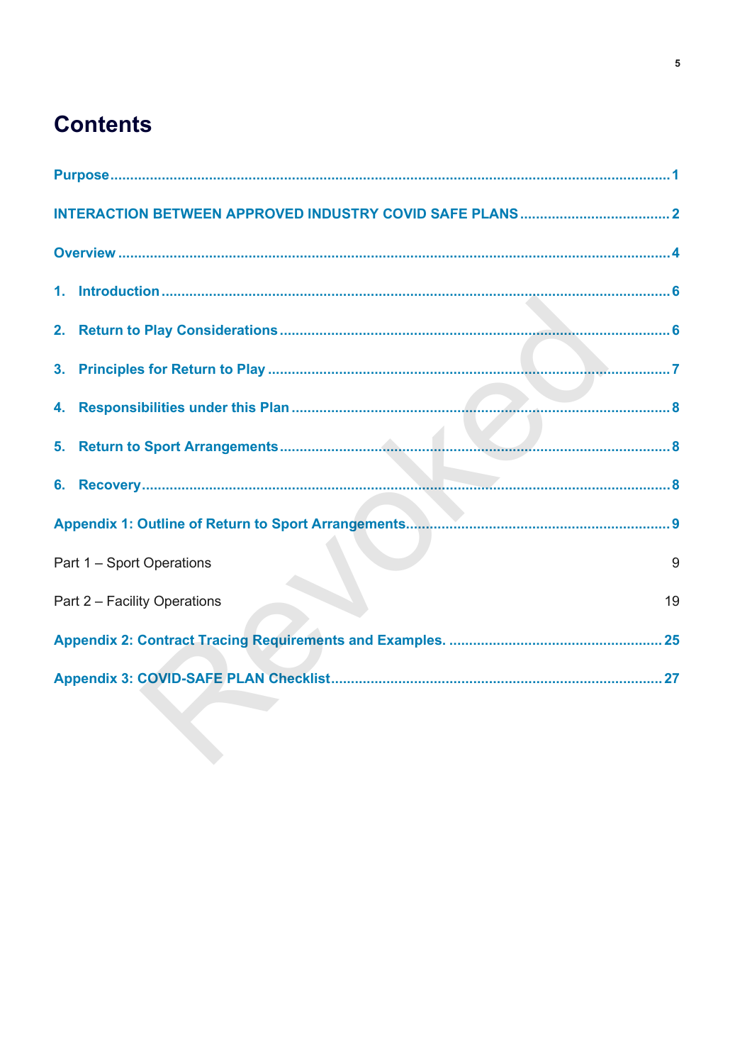# Contents

Purpose ........ 1

INTERACTION BETWEEN APPROVED INDUSTRY COVID SAFE PLANS ........ 2

Overview ........ 4

1. Introduction ........ 6

2. Return to Play Considerations ........ 6

3. Principles for Return to Play ........ 7

4. Responsibilities under this Plan ........ 8

5. Return to Sport Arrangements ........ 8

6. Recovery ........ 8

Appendix 1: Outline of Return to Sport Arrangements ........ 9

Part 1 – Sport Operations 9

Part 2 – Facility Operations 19

Appendix 2: Contract Tracing Requirements and Examples. ........ 25

Appendix 3: COVID-SAFE PLAN Checklist ........ 27

Revoked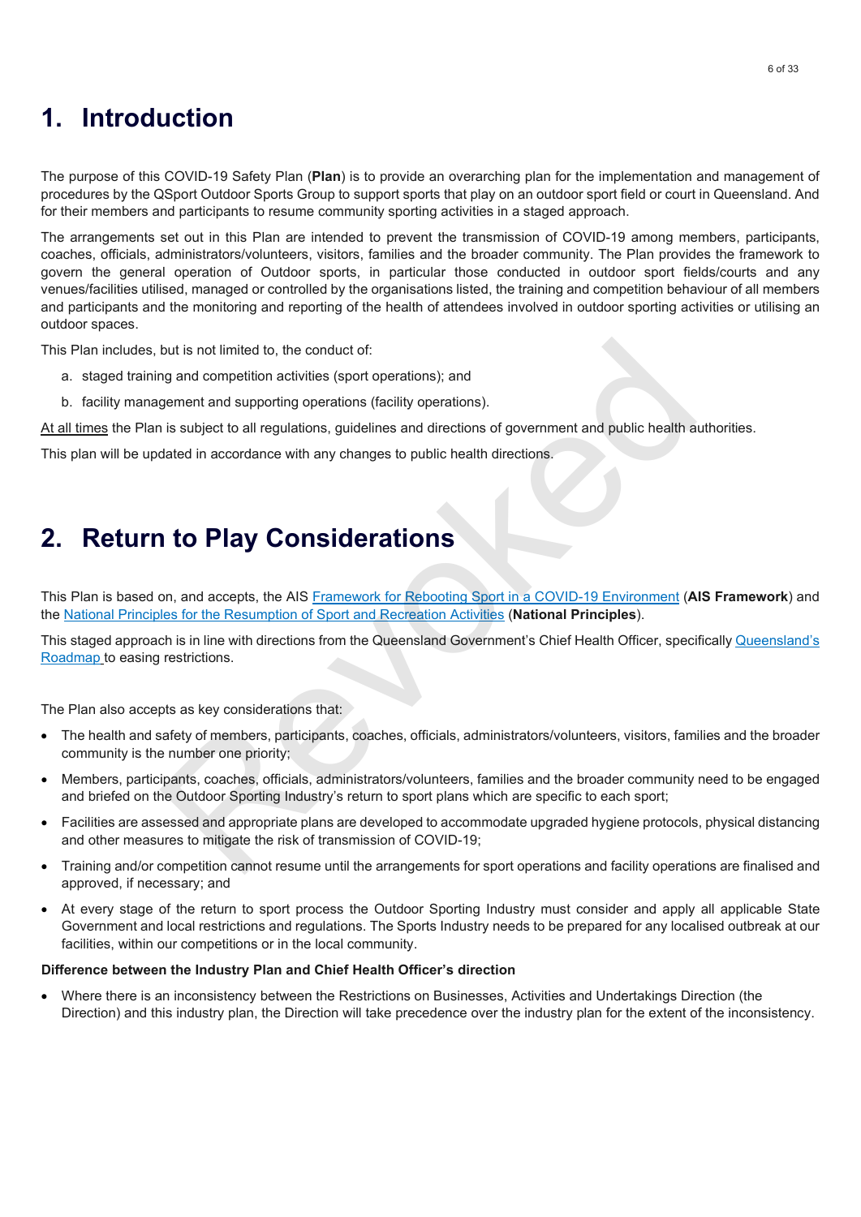# 1. Introduction

The purpose of this COVID-19 Safety Plan (**Plan**) is to provide an overarching plan for the implementation and management of procedures by the QSport Outdoor Sports Group to support sports that play on an outdoor sport field or court in Queensland. And for their members and participants to resume community sporting activities in a staged approach.

The arrangements set out in this Plan are intended to prevent the transmission of COVID-19 among members, participants, coaches, officials, administrators/volunteers, visitors, families and the broader community. The Plan provides the framework to govern the general operation of Outdoor sports, in particular those conducted in outdoor sport fields/courts and any venues/facilities utilised, managed or controlled by the organisations listed, the training and competition behaviour of all members and participants and the monitoring and reporting of the health of attendees involved in outdoor sporting activities or utilising an outdoor spaces.

This Plan includes, but is not limited to, the conduct of:

a. staged training and competition activities (sport operations); and
b. facility management and supporting operations (facility operations).

<u>At all times</u> the Plan is subject to all regulations, guidelines and directions of government and public health authorities.

This plan will be updated in accordance with any changes to public health directions.

# 2. Return to Play Considerations

This Plan is based on, and accepts, the AIS Framework for Rebooting Sport in a COVID-19 Environment (**AIS Framework**) and the National Principles for the Resumption of Sport and Recreation Activities (**National Principles**).

This staged approach is in line with directions from the Queensland Government's Chief Health Officer, specifically Queensland's Roadmap to easing restrictions.

The Plan also accepts as key considerations that:

- The health and safety of members, participants, coaches, officials, administrators/volunteers, visitors, families and the broader community is the number one priority;
- Members, participants, coaches, officials, administrators/volunteers, families and the broader community need to be engaged and briefed on the Outdoor Sporting Industry's return to sport plans which are specific to each sport;
- Facilities are assessed and appropriate plans are developed to accommodate upgraded hygiene protocols, physical distancing and other measures to mitigate the risk of transmission of COVID-19;
- Training and/or competition cannot resume until the arrangements for sport operations and facility operations are finalised and approved, if necessary; and
- At every stage of the return to sport process the Outdoor Sporting Industry must consider and apply all applicable State Government and local restrictions and regulations. The Sports Industry needs to be prepared for any localised outbreak at our facilities, within our competitions or in the local community.

**Difference between the Industry Plan and Chief Health Officer's direction**

- Where there is an inconsistency between the Restrictions on Businesses, Activities and Undertakings Direction (the Direction) and this industry plan, the Direction will take precedence over the industry plan for the extent of the inconsistency.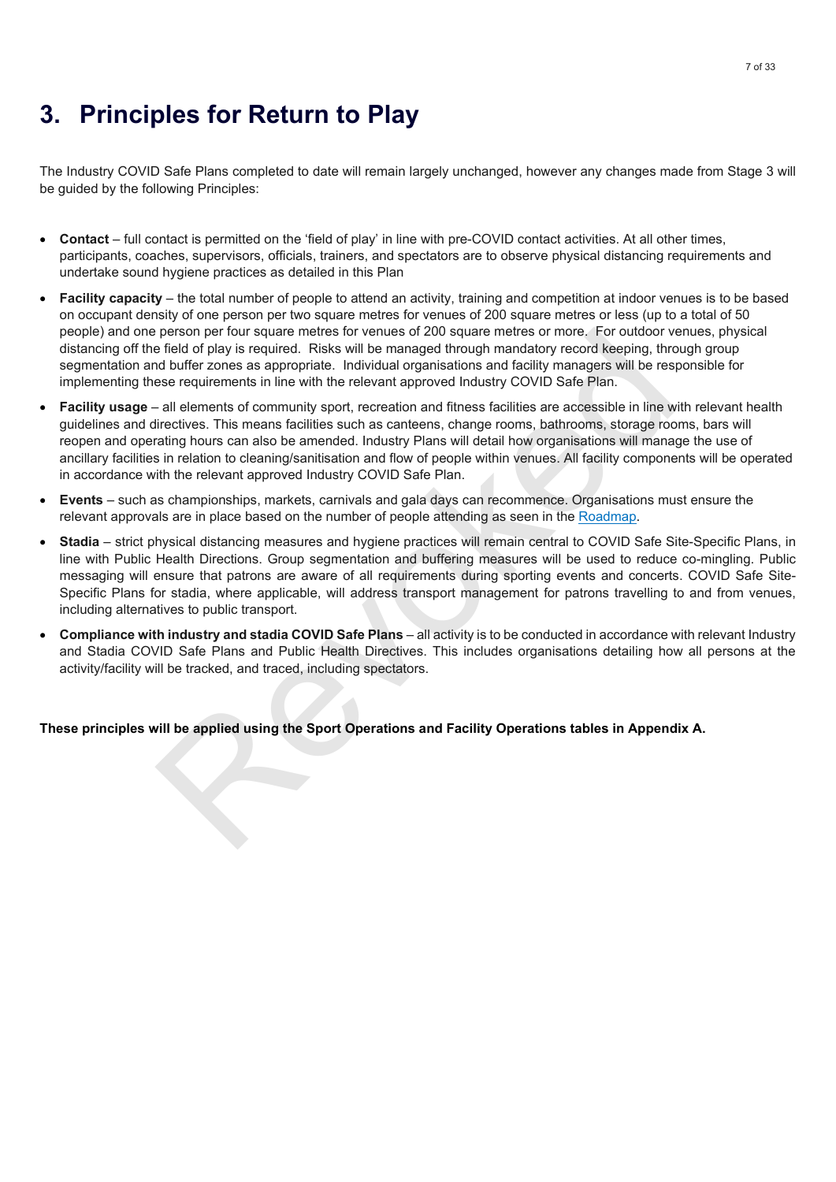# 3. Principles for Return to Play

The Industry COVID Safe Plans completed to date will remain largely unchanged, however any changes made from Stage 3 will be guided by the following Principles:

- **Contact** – full contact is permitted on the 'field of play' in line with pre-COVID contact activities. At all other times, participants, coaches, supervisors, officials, trainers, and spectators are to observe physical distancing requirements and undertake sound hygiene practices as detailed in this Plan
- **Facility capacity** – the total number of people to attend an activity, training and competition at indoor venues is to be based on occupant density of one person per two square metres for venues of 200 square metres or less (up to a total of 50 people) and one person per four square metres for venues of 200 square metres or more. For outdoor venues, physical distancing off the field of play is required. Risks will be managed through mandatory record keeping, through group segmentation and buffer zones as appropriate. Individual organisations and facility managers will be responsible for implementing these requirements in line with the relevant approved Industry COVID Safe Plan.
- **Facility usage** – all elements of community sport, recreation and fitness facilities are accessible in line with relevant health guidelines and directives. This means facilities such as canteens, change rooms, bathrooms, storage rooms, bars will reopen and operating hours can also be amended. Industry Plans will detail how organisations will manage the use of ancillary facilities in relation to cleaning/sanitisation and flow of people within venues. All facility components will be operated in accordance with the relevant approved Industry COVID Safe Plan.
- **Events** – such as championships, markets, carnivals and gala days can recommence. Organisations must ensure the relevant approvals are in place based on the number of people attending as seen in the Roadmap.
- **Stadia** – strict physical distancing measures and hygiene practices will remain central to COVID Safe Site-Specific Plans, in line with Public Health Directions. Group segmentation and buffering measures will be used to reduce co-mingling. Public messaging will ensure that patrons are aware of all requirements during sporting events and concerts. COVID Safe Site-Specific Plans for stadia, where applicable, will address transport management for patrons travelling to and from venues, including alternatives to public transport.
- **Compliance with industry and stadia COVID Safe Plans** – all activity is to be conducted in accordance with relevant Industry and Stadia COVID Safe Plans and Public Health Directives. This includes organisations detailing how all persons at the activity/facility will be tracked, and traced, including spectators.

**These principles will be applied using the Sport Operations and Facility Operations tables in Appendix A.**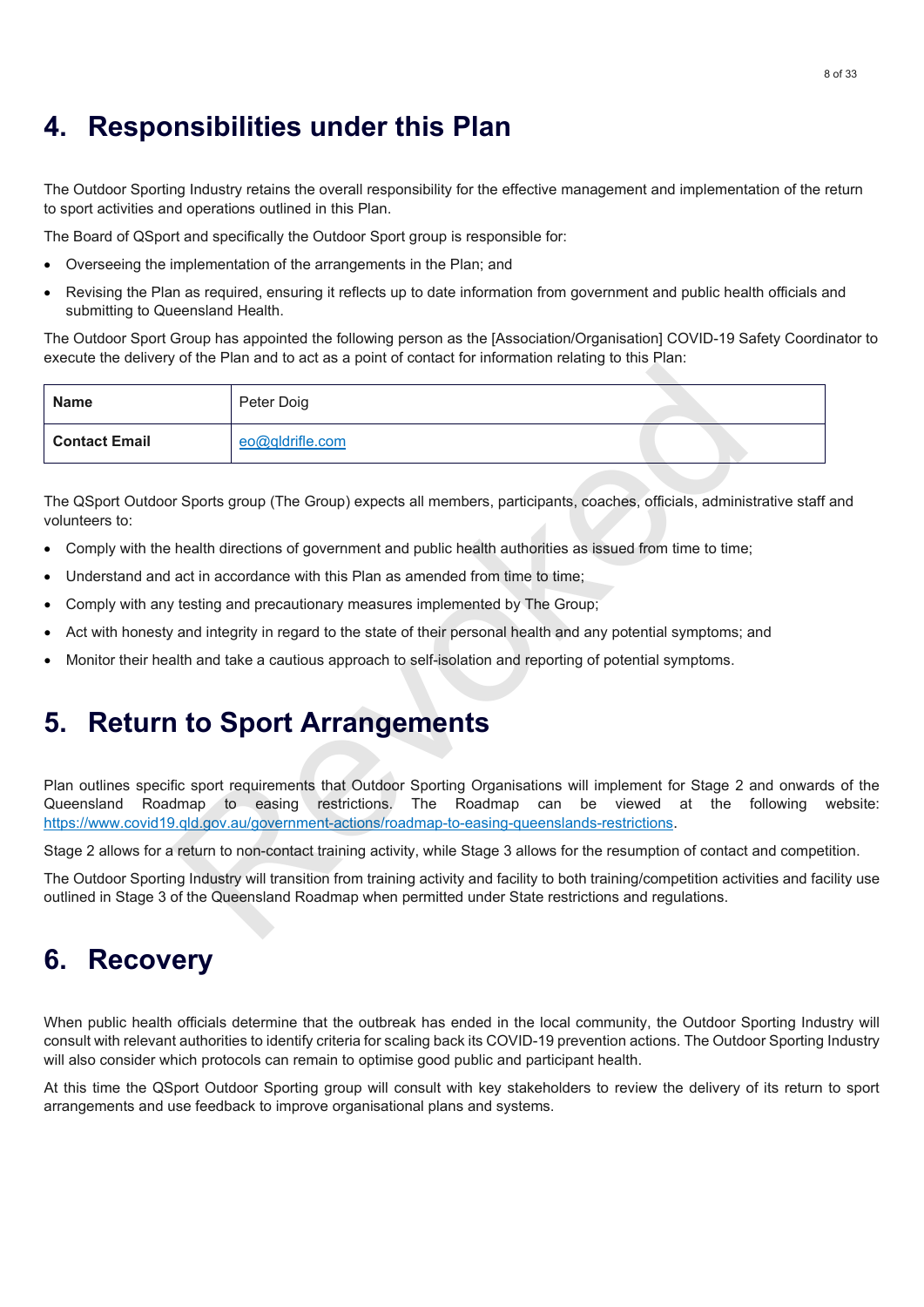# 4. Responsibilities under this Plan

The Outdoor Sporting Industry retains the overall responsibility for the effective management and implementation of the return to sport activities and operations outlined in this Plan.

The Board of QSport and specifically the Outdoor Sport group is responsible for:

- Overseeing the implementation of the arrangements in the Plan; and
- Revising the Plan as required, ensuring it reflects up to date information from government and public health officials and submitting to Queensland Health.

The Outdoor Sport Group has appointed the following person as the [Association/Organisation] COVID-19 Safety Coordinator to execute the delivery of the Plan and to act as a point of contact for information relating to this Plan:

| **Name** | Peter Doig |
|---|---|
| **Contact Email** | eo@qldrifle.com |

The QSport Outdoor Sports group (The Group) expects all members, participants, coaches, officials, administrative staff and volunteers to:

- Comply with the health directions of government and public health authorities as issued from time to time;
- Understand and act in accordance with this Plan as amended from time to time;
- Comply with any testing and precautionary measures implemented by The Group;
- Act with honesty and integrity in regard to the state of their personal health and any potential symptoms; and
- Monitor their health and take a cautious approach to self-isolation and reporting of potential symptoms.

# 5. Return to Sport Arrangements

Plan outlines specific sport requirements that Outdoor Sporting Organisations will implement for Stage 2 and onwards of the Queensland Roadmap to easing restrictions. The Roadmap can be viewed at the following website: https://www.covid19.qld.gov.au/government-actions/roadmap-to-easing-queenslands-restrictions.

Stage 2 allows for a return to non-contact training activity, while Stage 3 allows for the resumption of contact and competition.

The Outdoor Sporting Industry will transition from training activity and facility to both training/competition activities and facility use outlined in Stage 3 of the Queensland Roadmap when permitted under State restrictions and regulations.

# 6. Recovery

When public health officials determine that the outbreak has ended in the local community, the Outdoor Sporting Industry will consult with relevant authorities to identify criteria for scaling back its COVID-19 prevention actions. The Outdoor Sporting Industry will also consider which protocols can remain to optimise good public and participant health.

At this time the QSport Outdoor Sporting group will consult with key stakeholders to review the delivery of its return to sport arrangements and use feedback to improve organisational plans and systems.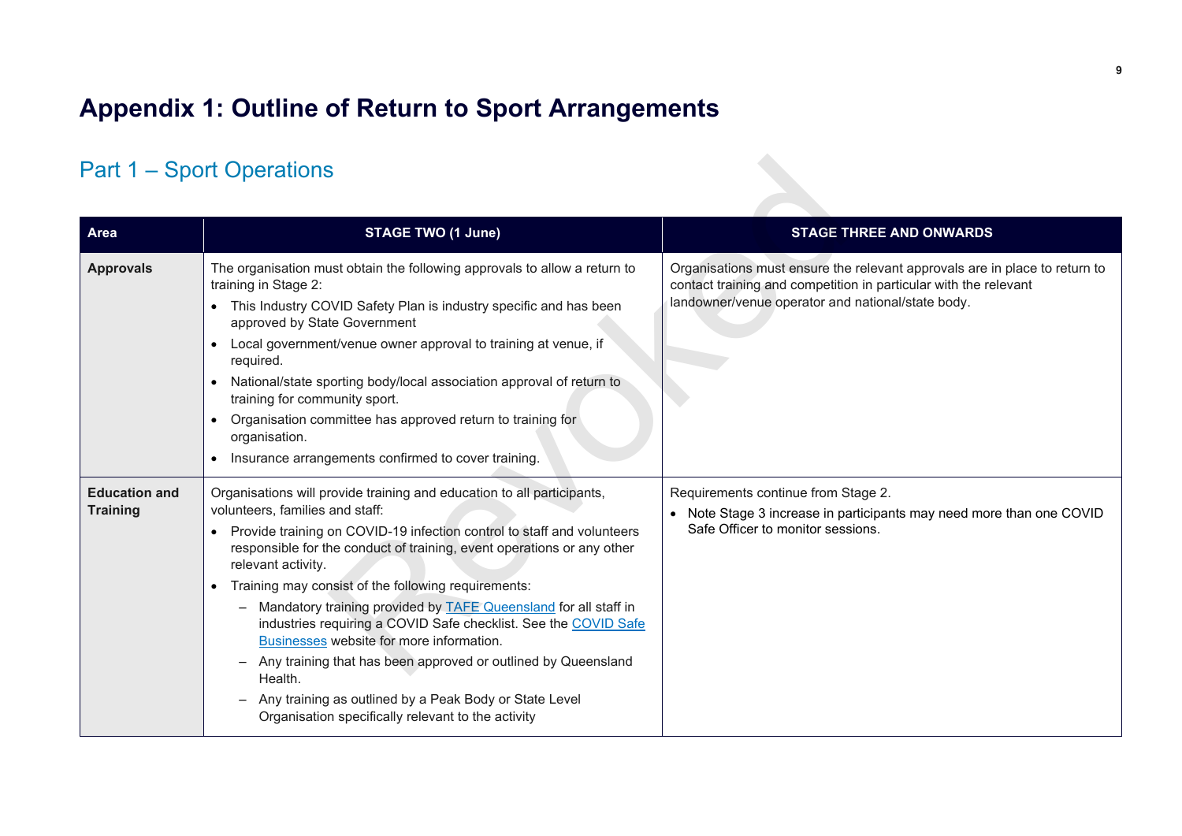# Appendix 1: Outline of Return to Sport Arrangements

## Part 1 – Sport Operations

| Area | STAGE TWO (1 June) | STAGE THREE AND ONWARDS |
|---|---|---|
| **Approvals** | The organisation must obtain the following approvals to allow a return to training in Stage 2:<br>• This Industry COVID Safety Plan is industry specific and has been approved by State Government<br>• Local government/venue owner approval to training at venue, if required.<br>• National/state sporting body/local association approval of return to training for community sport.<br>• Organisation committee has approved return to training for organisation.<br>• Insurance arrangements confirmed to cover training. | Organisations must ensure the relevant approvals are in place to return to contact training and competition in particular with the relevant landowner/venue operator and national/state body. |
| **Education and Training** | Organisations will provide training and education to all participants, volunteers, families and staff:<br>• Provide training on COVID-19 infection control to staff and volunteers responsible for the conduct of training, event operations or any other relevant activity.<br>• Training may consist of the following requirements:<br>– Mandatory training provided by TAFE Queensland for all staff in industries requiring a COVID Safe checklist. See the COVID Safe Businesses website for more information.<br>– Any training that has been approved or outlined by Queensland Health.<br>– Any training as outlined by a Peak Body or State Level Organisation specifically relevant to the activity | Requirements continue from Stage 2.<br>• Note Stage 3 increase in participants may need more than one COVID Safe Officer to monitor sessions. |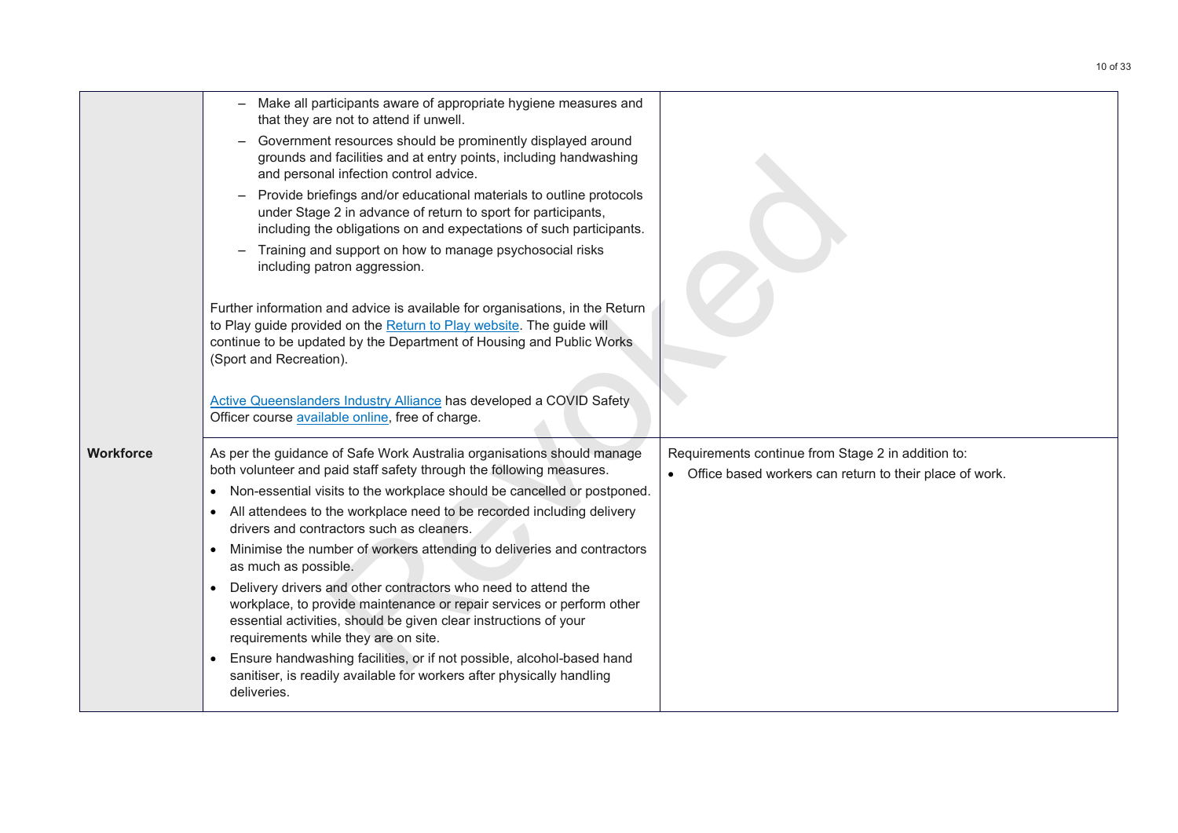| | | |
|---|---|---|
| | – Make all participants aware of appropriate hygiene measures and that they are not to attend if unwell.<br>– Government resources should be prominently displayed around grounds and facilities and at entry points, including handwashing and personal infection control advice.<br>– Provide briefings and/or educational materials to outline protocols under Stage 2 in advance of return to sport for participants, including the obligations on and expectations of such participants.<br>– Training and support on how to manage psychosocial risks including patron aggression.<br><br>Further information and advice is available for organisations, in the Return to Play guide provided on the [Return to Play website](). The guide will continue to be updated by the Department of Housing and Public Works (Sport and Recreation).<br><br>[Active Queenslanders Industry Alliance]() has developed a COVID Safety Officer course [available online](), free of charge. | |
| **Workforce** | As per the guidance of Safe Work Australia organisations should manage both volunteer and paid staff safety through the following measures.<br>• Non-essential visits to the workplace should be cancelled or postponed.<br>• All attendees to the workplace need to be recorded including delivery drivers and contractors such as cleaners.<br>• Minimise the number of workers attending to deliveries and contractors as much as possible.<br>• Delivery drivers and other contractors who need to attend the workplace, to provide maintenance or repair services or perform other essential activities, should be given clear instructions of your requirements while they are on site.<br>• Ensure handwashing facilities, or if not possible, alcohol-based hand sanitiser, is readily available for workers after physically handling deliveries. | Requirements continue from Stage 2 in addition to:<br>• Office based workers can return to their place of work. |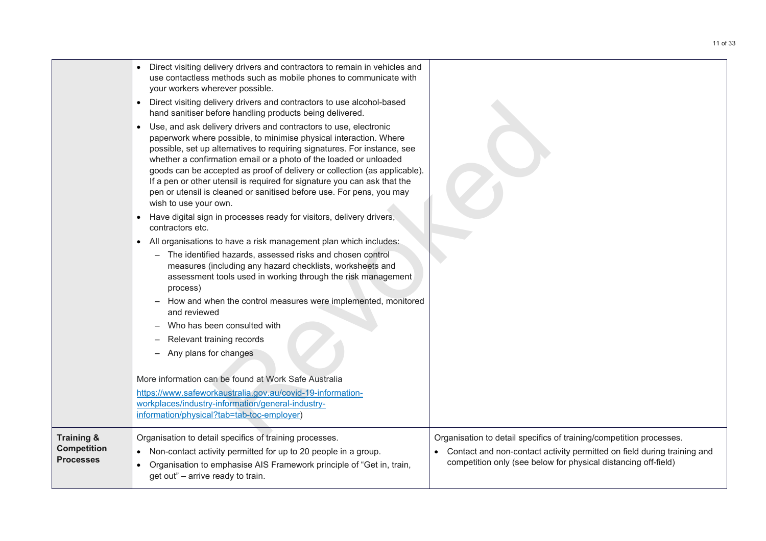| | | |
|---|---|---|
| | • Direct visiting delivery drivers and contractors to remain in vehicles and use contactless methods such as mobile phones to communicate with your workers wherever possible.<br>• Direct visiting delivery drivers and contractors to use alcohol-based hand sanitiser before handling products being delivered.<br>• Use, and ask delivery drivers and contractors to use, electronic paperwork where possible, to minimise physical interaction. Where possible, set up alternatives to requiring signatures. For instance, see whether a confirmation email or a photo of the loaded or unloaded goods can be accepted as proof of delivery or collection (as applicable). If a pen or other utensil is required for signature you can ask that the pen or utensil is cleaned or sanitised before use. For pens, you may wish to use your own.<br>• Have digital sign in processes ready for visitors, delivery drivers, contractors etc.<br>• All organisations to have a risk management plan which includes:<br>  – The identified hazards, assessed risks and chosen control measures (including any hazard checklists, worksheets and assessment tools used in working through the risk management process)<br>  – How and when the control measures were implemented, monitored and reviewed<br>  – Who has been consulted with<br>  – Relevant training records<br>  – Any plans for changes<br><br>More information can be found at Work Safe Australia https://www.safeworkaustralia.gov.au/covid-19-information-workplaces/industry-information/general-industry-information/physical?tab=tab-toc-employer) | |
| **Training & Competition Processes** | Organisation to detail specifics of training processes.<br>• Non-contact activity permitted for up to 20 people in a group.<br>• Organisation to emphasise AIS Framework principle of "Get in, train, get out" – arrive ready to train. | Organisation to detail specifics of training/competition processes.<br>• Contact and non-contact activity permitted on field during training and competition only (see below for physical distancing off-field) |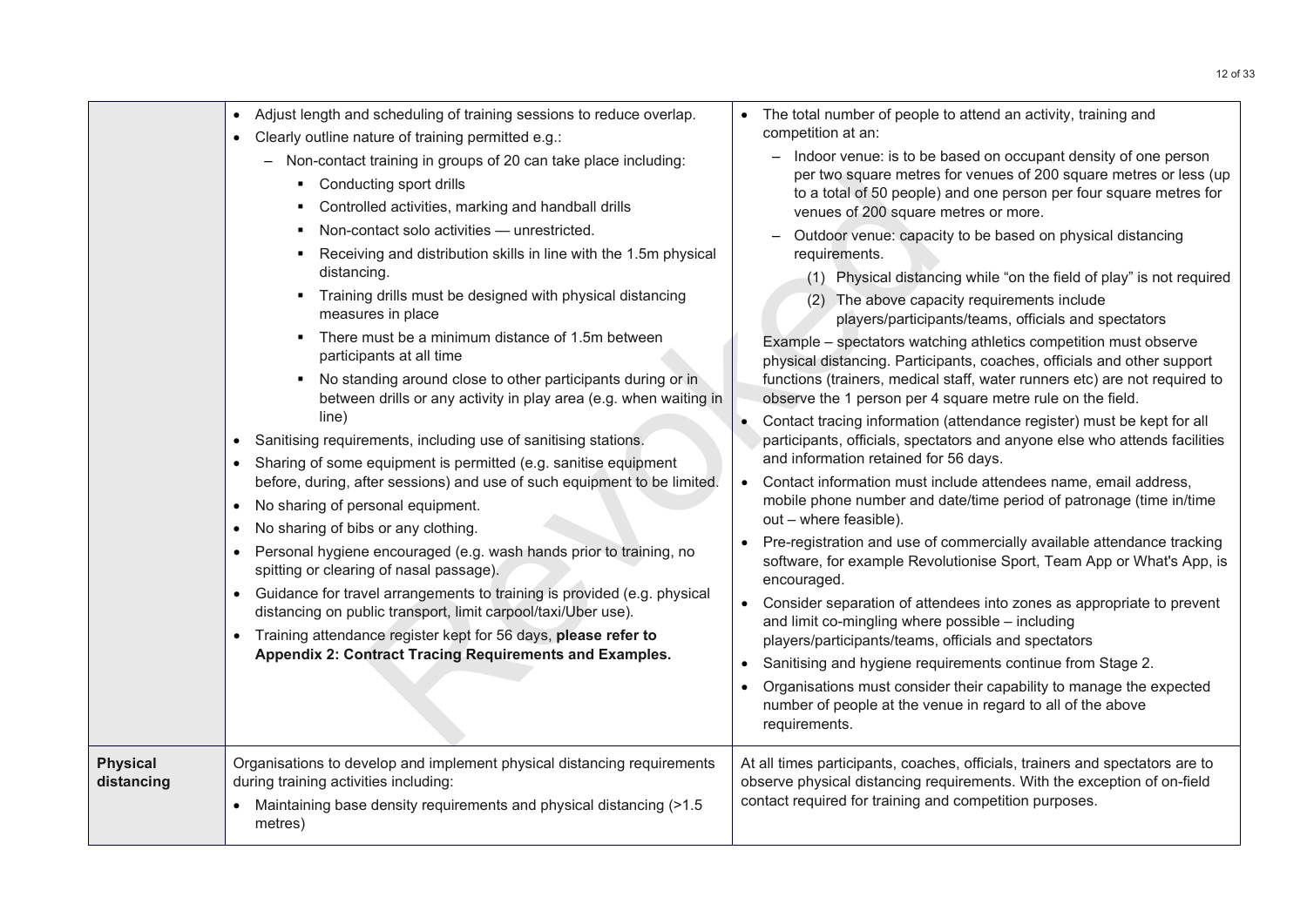| | | |
|---|---|---|
| | • Adjust length and scheduling of training sessions to reduce overlap.<br>• Clearly outline nature of training permitted e.g.:<br>– Non-contact training in groups of 20 can take place including:<br>▪ Conducting sport drills<br>▪ Controlled activities, marking and handball drills<br>▪ Non-contact solo activities — unrestricted.<br>▪ Receiving and distribution skills in line with the 1.5m physical distancing.<br>▪ Training drills must be designed with physical distancing measures in place<br>▪ There must be a minimum distance of 1.5m between participants at all time<br>▪ No standing around close to other participants during or in between drills or any activity in play area (e.g. when waiting in line)<br>• Sanitising requirements, including use of sanitising stations.<br>• Sharing of some equipment is permitted (e.g. sanitise equipment before, during, after sessions) and use of such equipment to be limited.<br>• No sharing of personal equipment.<br>• No sharing of bibs or any clothing.<br>• Personal hygiene encouraged (e.g. wash hands prior to training, no spitting or clearing of nasal passage).<br>• Guidance for travel arrangements to training is provided (e.g. physical distancing on public transport, limit carpool/taxi/Uber use).<br>• Training attendance register kept for 56 days, **please refer to Appendix 2: Contract Tracing Requirements and Examples.** | • The total number of people to attend an activity, training and competition at an:<br>– Indoor venue: is to be based on occupant density of one person per two square metres for venues of 200 square metres or less (up to a total of 50 people) and one person per four square metres for venues of 200 square metres or more.<br>– Outdoor venue: capacity to be based on physical distancing requirements.<br>(1) Physical distancing while "on the field of play" is not required<br>(2) The above capacity requirements include players/participants/teams, officials and spectators<br>Example – spectators watching athletics competition must observe physical distancing. Participants, coaches, officials and other support functions (trainers, medical staff, water runners etc) are not required to observe the 1 person per 4 square metre rule on the field.<br>• Contact tracing information (attendance register) must be kept for all participants, officials, spectators and anyone else who attends facilities and information retained for 56 days.<br>• Contact information must include attendees name, email address, mobile phone number and date/time period of patronage (time in/time out – where feasible).<br>• Pre-registration and use of commercially available attendance tracking software, for example Revolutionise Sport, Team App or What's App, is encouraged.<br>• Consider separation of attendees into zones as appropriate to prevent and limit co-mingling where possible – including players/participants/teams, officials and spectators<br>• Sanitising and hygiene requirements continue from Stage 2.<br>• Organisations must consider their capability to manage the expected number of people at the venue in regard to all of the above requirements. |
| **Physical distancing** | Organisations to develop and implement physical distancing requirements during training activities including:<br>• Maintaining base density requirements and physical distancing (>1.5 metres) | At all times participants, coaches, officials, trainers and spectators are to observe physical distancing requirements. With the exception of on-field contact required for training and competition purposes. |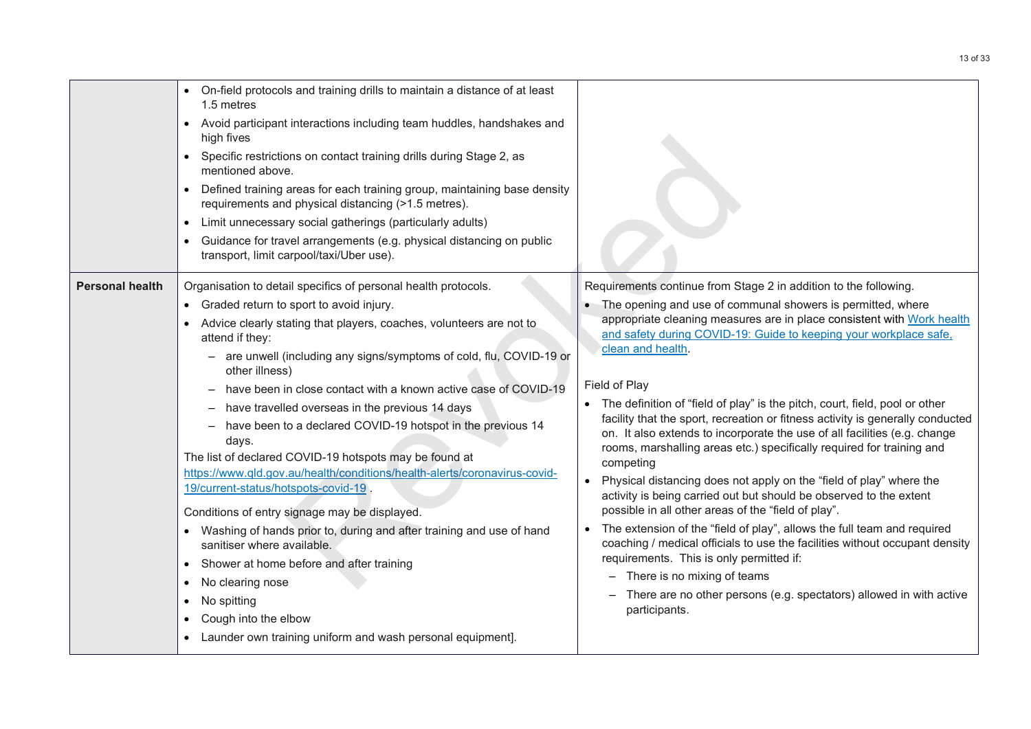| | | |
|---|---|---|
| | • On-field protocols and training drills to maintain a distance of at least 1.5 metres<br>• Avoid participant interactions including team huddles, handshakes and high fives<br>• Specific restrictions on contact training drills during Stage 2, as mentioned above.<br>• Defined training areas for each training group, maintaining base density requirements and physical distancing (>1.5 metres).<br>• Limit unnecessary social gatherings (particularly adults)<br>• Guidance for travel arrangements (e.g. physical distancing on public transport, limit carpool/taxi/Uber use). | |
| **Personal health** | Organisation to detail specifics of personal health protocols.<br>• Graded return to sport to avoid injury.<br>• Advice clearly stating that players, coaches, volunteers are not to attend if they:<br>  – are unwell (including any signs/symptoms of cold, flu, COVID-19 or other illness)<br>  – have been in close contact with a known active case of COVID-19<br>  – have travelled overseas in the previous 14 days<br>  – have been to a declared COVID-19 hotspot in the previous 14 days.<br>The list of declared COVID-19 hotspots may be found at https://www.qld.gov.au/health/conditions/health-alerts/coronavirus-covid-19/current-status/hotspots-covid-19 .<br><br>Conditions of entry signage may be displayed.<br>• Washing of hands prior to, during and after training and use of hand sanitiser where available.<br>• Shower at home before and after training<br>• No clearing nose<br>• No spitting<br>• Cough into the elbow<br>• Launder own training uniform and wash personal equipment]. | Requirements continue from Stage 2 in addition to the following.<br>• The opening and use of communal showers is permitted, where appropriate cleaning measures are in place consistent with Work health and safety during COVID-19: Guide to keeping your workplace safe, clean and health.<br><br>Field of Play<br>• The definition of "field of play" is the pitch, court, field, pool or other facility that the sport, recreation or fitness activity is generally conducted on. It also extends to incorporate the use of all facilities (e.g. change rooms, marshalling areas etc.) specifically required for training and competing<br>• Physical distancing does not apply on the "field of play" where the activity is being carried out but should be observed to the extent possible in all other areas of the "field of play".<br>• The extension of the "field of play", allows the full team and required coaching / medical officials to use the facilities without occupant density requirements. This is only permitted if:<br>  – There is no mixing of teams<br>  – There are no other persons (e.g. spectators) allowed in with active participants. |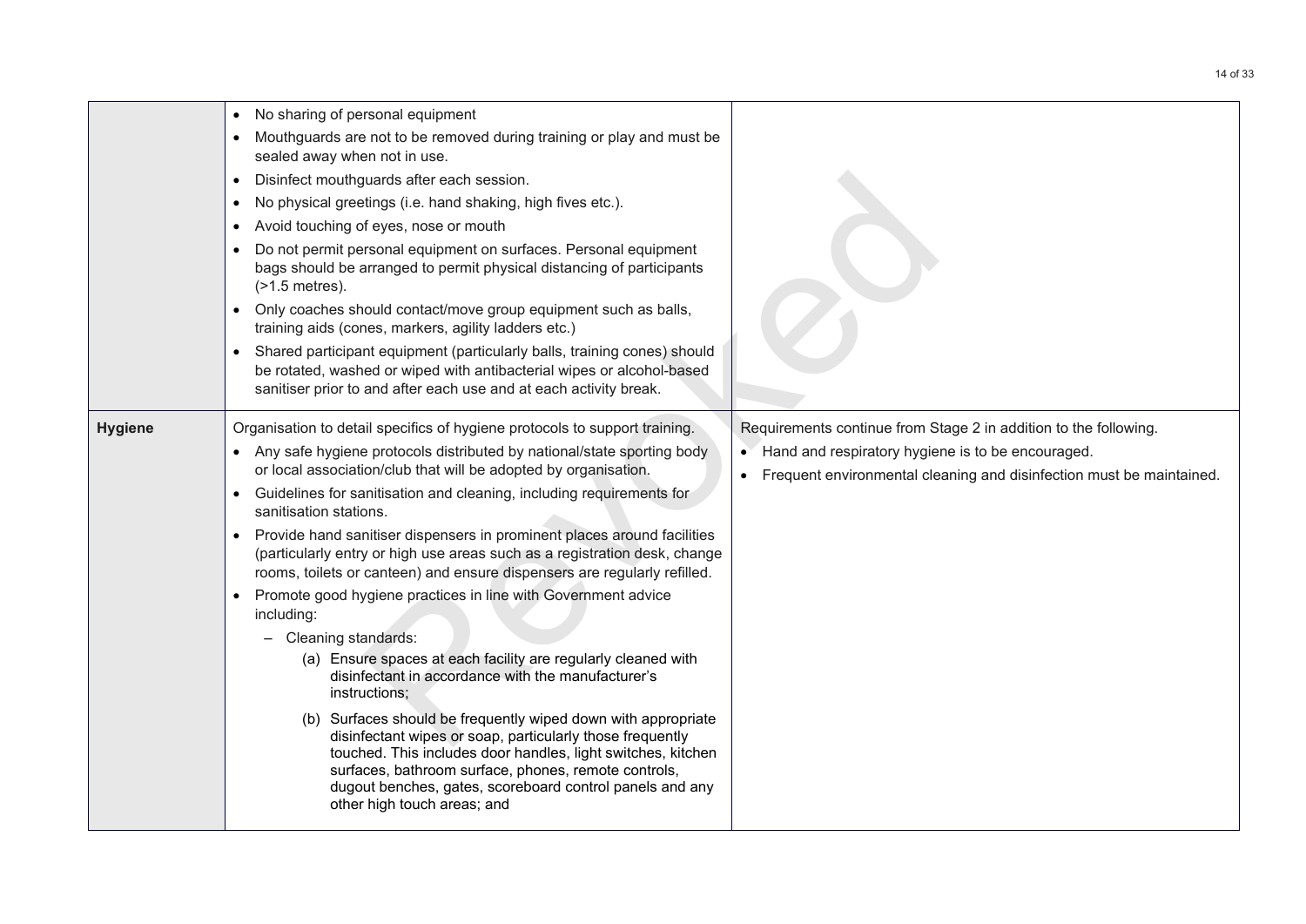| | | |
|---|---|---|
| | • No sharing of personal equipment<br>• Mouthguards are not to be removed during training or play and must be sealed away when not in use.<br>• Disinfect mouthguards after each session.<br>• No physical greetings (i.e. hand shaking, high fives etc.).<br>• Avoid touching of eyes, nose or mouth<br>• Do not permit personal equipment on surfaces. Personal equipment bags should be arranged to permit physical distancing of participants (>1.5 metres).<br>• Only coaches should contact/move group equipment such as balls, training aids (cones, markers, agility ladders etc.)<br>• Shared participant equipment (particularly balls, training cones) should be rotated, washed or wiped with antibacterial wipes or alcohol-based sanitiser prior to and after each use and at each activity break. | |
| **Hygiene** | Organisation to detail specifics of hygiene protocols to support training.<br>• Any safe hygiene protocols distributed by national/state sporting body or local association/club that will be adopted by organisation.<br>• Guidelines for sanitisation and cleaning, including requirements for sanitisation stations.<br>• Provide hand sanitiser dispensers in prominent places around facilities (particularly entry or high use areas such as a registration desk, change rooms, toilets or canteen) and ensure dispensers are regularly refilled.<br>• Promote good hygiene practices in line with Government advice including:<br>– Cleaning standards:<br>(a) Ensure spaces at each facility are regularly cleaned with disinfectant in accordance with the manufacturer's instructions;<br>(b) Surfaces should be frequently wiped down with appropriate disinfectant wipes or soap, particularly those frequently touched. This includes door handles, light switches, kitchen surfaces, bathroom surface, phones, remote controls, dugout benches, gates, scoreboard control panels and any other high touch areas; and | Requirements continue from Stage 2 in addition to the following.<br>• Hand and respiratory hygiene is to be encouraged.<br>• Frequent environmental cleaning and disinfection must be maintained. |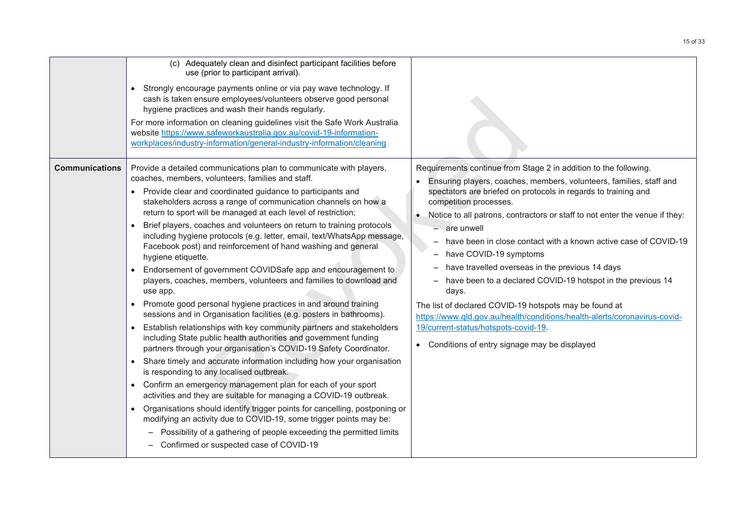| | | |
|---|---|---|
| | (c) Adequately clean and disinfect participant facilities before use (prior to participant arrival).<br><br>• Strongly encourage payments online or via pay wave technology. If cash is taken ensure employees/volunteers observe good personal hygiene practices and wash their hands regularly.<br><br>For more information on cleaning guidelines visit the Safe Work Australia website https://www.safeworkaustralia.gov.au/covid-19-information-workplaces/industry-information/general-industry-information/cleaning | |
| **Communications** | Provide a detailed communications plan to communicate with players, coaches, members, volunteers, families and staff.<br><br>• Provide clear and coordinated guidance to participants and stakeholders across a range of communication channels on how a return to sport will be managed at each level of restriction;<br>• Brief players, coaches and volunteers on return to training protocols including hygiene protocols (e.g. letter, email, text/WhatsApp message, Facebook post) and reinforcement of hand washing and general hygiene etiquette.<br>• Endorsement of government COVIDSafe app and encouragement to players, coaches, members, volunteers and families to download and use app.<br>• Promote good personal hygiene practices in and around training sessions and in Organisation facilities (e.g. posters in bathrooms).<br>• Establish relationships with key community partners and stakeholders including State public health authorities and government funding partners through your organisation's COVID-19 Safety Coordinator.<br>• Share timely and accurate information including how your organisation is responding to any localised outbreak.<br>• Confirm an emergency management plan for each of your sport activities and they are suitable for managing a COVID-19 outbreak.<br>• Organisations should identify trigger points for cancelling, postponing or modifying an activity due to COVID-19, some trigger points may be:<br>&nbsp;&nbsp;– Possibility of a gathering of people exceeding the permitted limits<br>&nbsp;&nbsp;– Confirmed or suspected case of COVID-19 | Requirements continue from Stage 2 in addition to the following.<br><br>• Ensuring players, coaches, members, volunteers, families, staff and spectators are briefed on protocols in regards to training and competition processes.<br>• Notice to all patrons, contractors or staff to not enter the venue if they:<br>&nbsp;&nbsp;– are unwell<br>&nbsp;&nbsp;– have been in close contact with a known active case of COVID-19<br>&nbsp;&nbsp;– have COVID-19 symptoms<br>&nbsp;&nbsp;– have travelled overseas in the previous 14 days<br>&nbsp;&nbsp;– have been to a declared COVID-19 hotspot in the previous 14 days.<br><br>The list of declared COVID-19 hotspots may be found at https://www.qld.gov.au/health/conditions/health-alerts/coronavirus-covid-19/current-status/hotspots-covid-19.<br><br>• Conditions of entry signage may be displayed |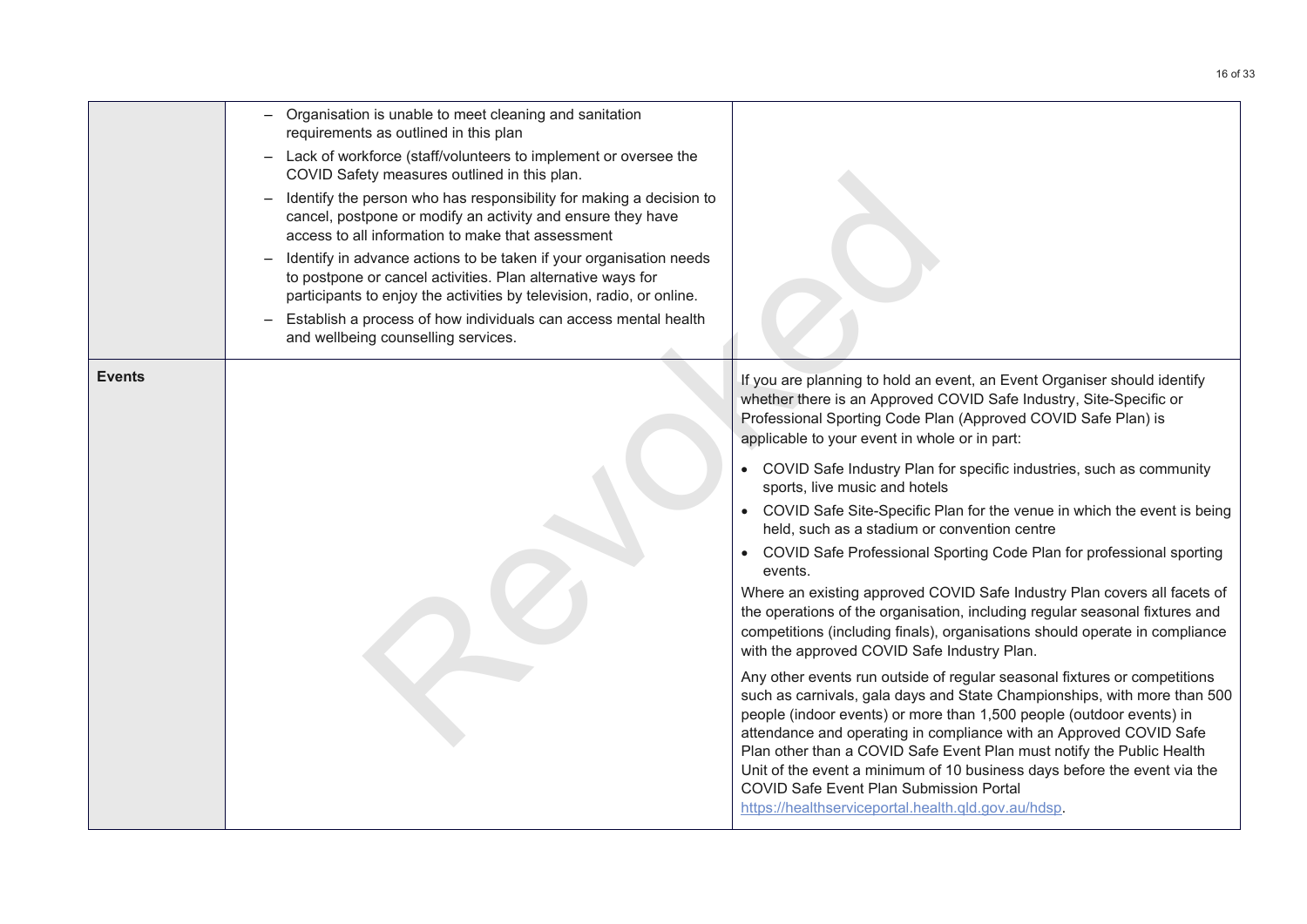| | | |
|---|---|---|
| | – Organisation is unable to meet cleaning and sanitation requirements as outlined in this plan<br>– Lack of workforce (staff/volunteers to implement or oversee the COVID Safety measures outlined in this plan.<br>– Identify the person who has responsibility for making a decision to cancel, postpone or modify an activity and ensure they have access to all information to make that assessment<br>– Identify in advance actions to be taken if your organisation needs to postpone or cancel activities. Plan alternative ways for participants to enjoy the activities by television, radio, or online.<br>– Establish a process of how individuals can access mental health and wellbeing counselling services. | |
| **Events** | | If you are planning to hold an event, an Event Organiser should identify whether there is an Approved COVID Safe Industry, Site-Specific or Professional Sporting Code Plan (Approved COVID Safe Plan) is applicable to your event in whole or in part:<br>• COVID Safe Industry Plan for specific industries, such as community sports, live music and hotels<br>• COVID Safe Site-Specific Plan for the venue in which the event is being held, such as a stadium or convention centre<br>• COVID Safe Professional Sporting Code Plan for professional sporting events.<br>Where an existing approved COVID Safe Industry Plan covers all facets of the operations of the organisation, including regular seasonal fixtures and competitions (including finals), organisations should operate in compliance with the approved COVID Safe Industry Plan.<br>Any other events run outside of regular seasonal fixtures or competitions such as carnivals, gala days and State Championships, with more than 500 people (indoor events) or more than 1,500 people (outdoor events) in attendance and operating in compliance with an Approved COVID Safe Plan other than a COVID Safe Event Plan must notify the Public Health Unit of the event a minimum of 10 business days before the event via the COVID Safe Event Plan Submission Portal https://healthserviceportal.health.qld.gov.au/hdsp. |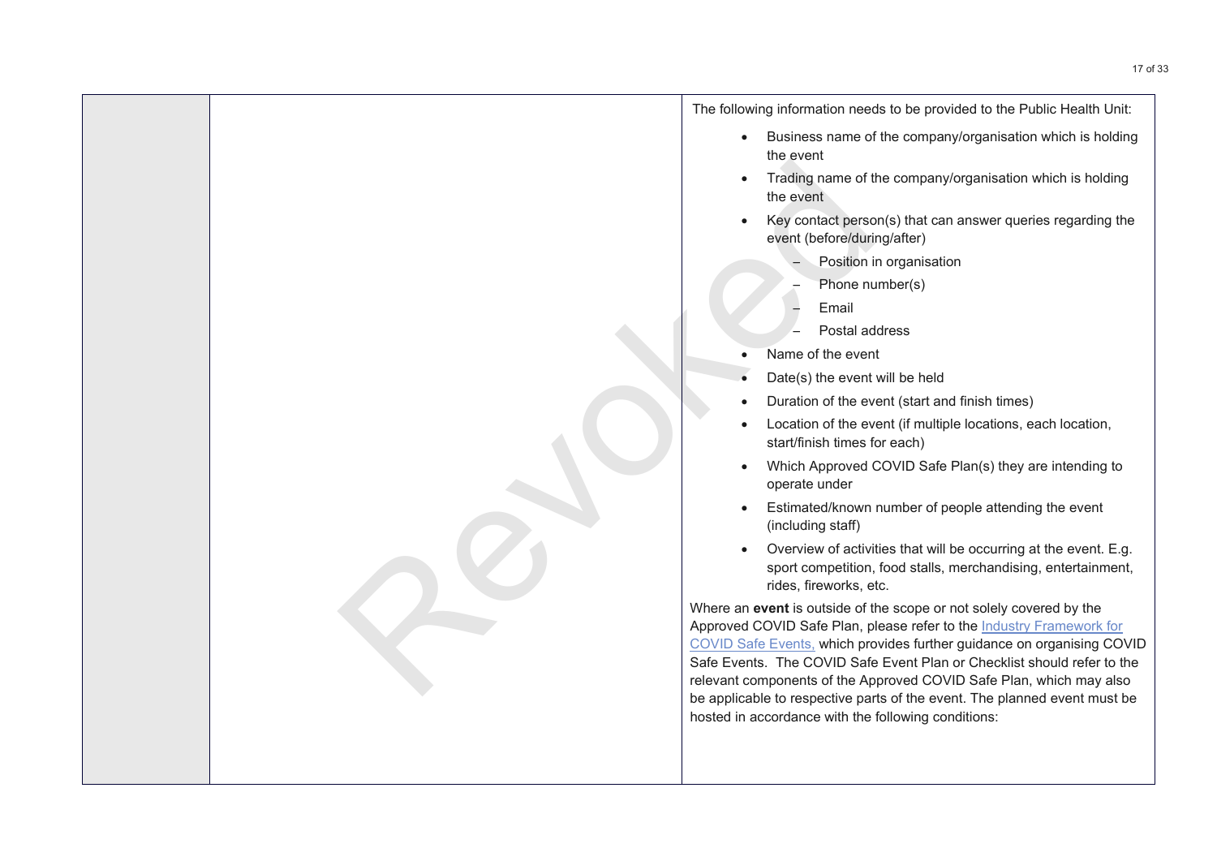| | | The following information needs to be provided to the Public Health Unit:<br>• Business name of the company/organisation which is holding the event<br>• Trading name of the company/organisation which is holding the event<br>• Key contact person(s) that can answer queries regarding the event (before/during/after)<br>&nbsp;&nbsp;– Position in organisation<br>&nbsp;&nbsp;– Phone number(s)<br>&nbsp;&nbsp;– Email<br>&nbsp;&nbsp;– Postal address<br>• Name of the event<br>• Date(s) the event will be held<br>• Duration of the event (start and finish times)<br>• Location of the event (if multiple locations, each location, start/finish times for each)<br>• Which Approved COVID Safe Plan(s) they are intending to operate under<br>• Estimated/known number of people attending the event (including staff)<br>• Overview of activities that will be occurring at the event. E.g. sport competition, food stalls, merchandising, entertainment, rides, fireworks, etc.<br>Where an **event** is outside of the scope or not solely covered by the Approved COVID Safe Plan, please refer to the Industry Framework for COVID Safe Events, which provides further guidance on organising COVID Safe Events. The COVID Safe Event Plan or Checklist should refer to the relevant components of the Approved COVID Safe Plan, which may also be applicable to respective parts of the event. The planned event must be hosted in accordance with the following conditions: |
|---|---|---|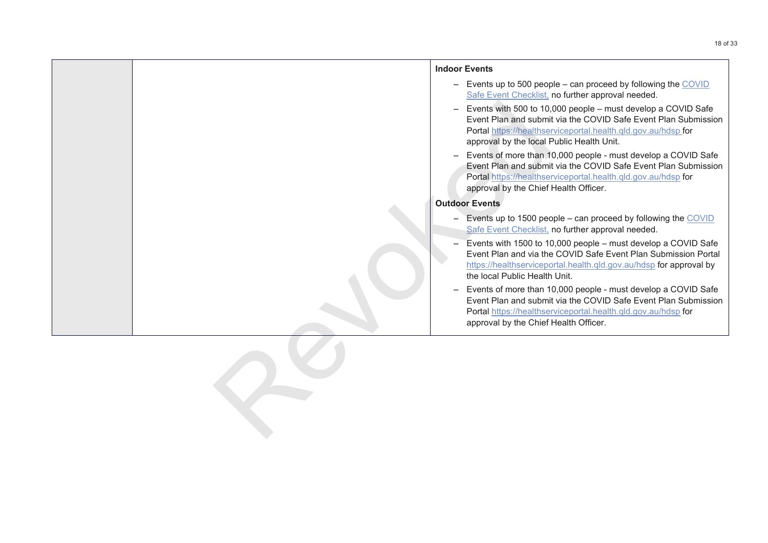| | | **Indoor Events**<br><br>– Events up to 500 people – can proceed by following the COVID Safe Event Checklist, no further approval needed.<br>– Events with 500 to 10,000 people – must develop a COVID Safe Event Plan and submit via the COVID Safe Event Plan Submission Portal https://healthserviceportal.health.qld.gov.au/hdsp for approval by the local Public Health Unit.<br>– Events of more than 10,000 people - must develop a COVID Safe Event Plan and submit via the COVID Safe Event Plan Submission Portal https://healthserviceportal.health.qld.gov.au/hdsp for approval by the Chief Health Officer.<br><br>**Outdoor Events**<br><br>– Events up to 1500 people – can proceed by following the COVID Safe Event Checklist, no further approval needed.<br>– Events with 1500 to 10,000 people – must develop a COVID Safe Event Plan and via the COVID Safe Event Plan Submission Portal https://healthserviceportal.health.qld.gov.au/hdsp for approval by the local Public Health Unit.<br>– Events of more than 10,000 people - must develop a COVID Safe Event Plan and submit via the COVID Safe Event Plan Submission Portal https://healthserviceportal.health.qld.gov.au/hdsp for approval by the Chief Health Officer. |
|---|---|---|

Revoked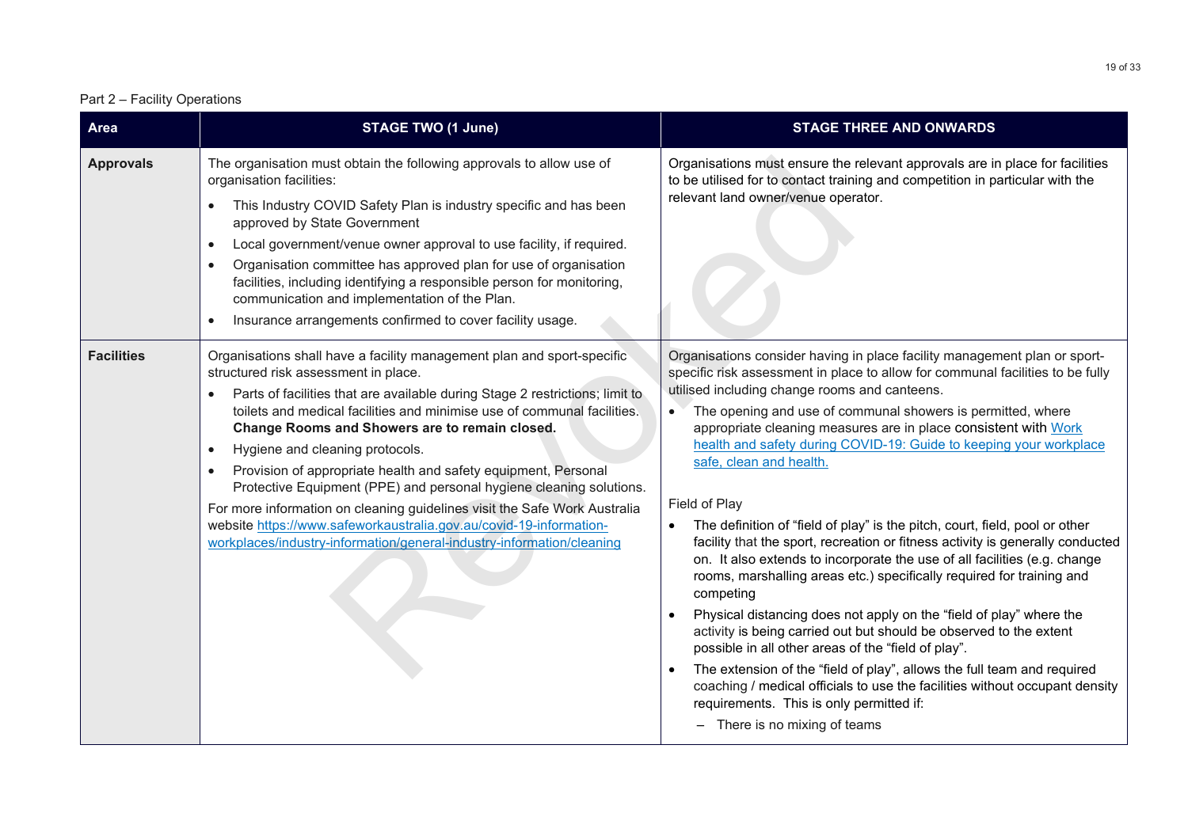Part 2 – Facility Operations

| Area | STAGE TWO (1 June) | STAGE THREE AND ONWARDS |
|---|---|---|
| **Approvals** | The organisation must obtain the following approvals to allow use of organisation facilities:<br>• This Industry COVID Safety Plan is industry specific and has been approved by State Government<br>• Local government/venue owner approval to use facility, if required.<br>• Organisation committee has approved plan for use of organisation facilities, including identifying a responsible person for monitoring, communication and implementation of the Plan.<br>• Insurance arrangements confirmed to cover facility usage. | Organisations must ensure the relevant approvals are in place for facilities to be utilised for to contact training and competition in particular with the relevant land owner/venue operator. |
| **Facilities** | Organisations shall have a facility management plan and sport-specific structured risk assessment in place.<br>• Parts of facilities that are available during Stage 2 restrictions; limit to toilets and medical facilities and minimise use of communal facilities. **Change Rooms and Showers are to remain closed.**<br>• Hygiene and cleaning protocols.<br>• Provision of appropriate health and safety equipment, Personal Protective Equipment (PPE) and personal hygiene cleaning solutions.<br>For more information on cleaning guidelines visit the Safe Work Australia website [https://www.safeworkaustralia.gov.au/covid-19-information-workplaces/industry-information/general-industry-information/cleaning](https://www.safeworkaustralia.gov.au/covid-19-information-workplaces/industry-information/general-industry-information/cleaning) | Organisations consider having in place facility management plan or sport-specific risk assessment in place to allow for communal facilities to be fully utilised including change rooms and canteens.<br>• The opening and use of communal showers is permitted, where appropriate cleaning measures are in place consistent with [Work health and safety during COVID-19: Guide to keeping your workplace safe, clean and health.]()<br><br>Field of Play<br>• The definition of "field of play" is the pitch, court, field, pool or other facility that the sport, recreation or fitness activity is generally conducted on. It also extends to incorporate the use of all facilities (e.g. change rooms, marshalling areas etc.) specifically required for training and competing<br>• Physical distancing does not apply on the "field of play" where the activity is being carried out but should be observed to the extent possible in all other areas of the "field of play".<br>• The extension of the "field of play", allows the full team and required coaching / medical officials to use the facilities without occupant density requirements. This is only permitted if:<br>  – There is no mixing of teams |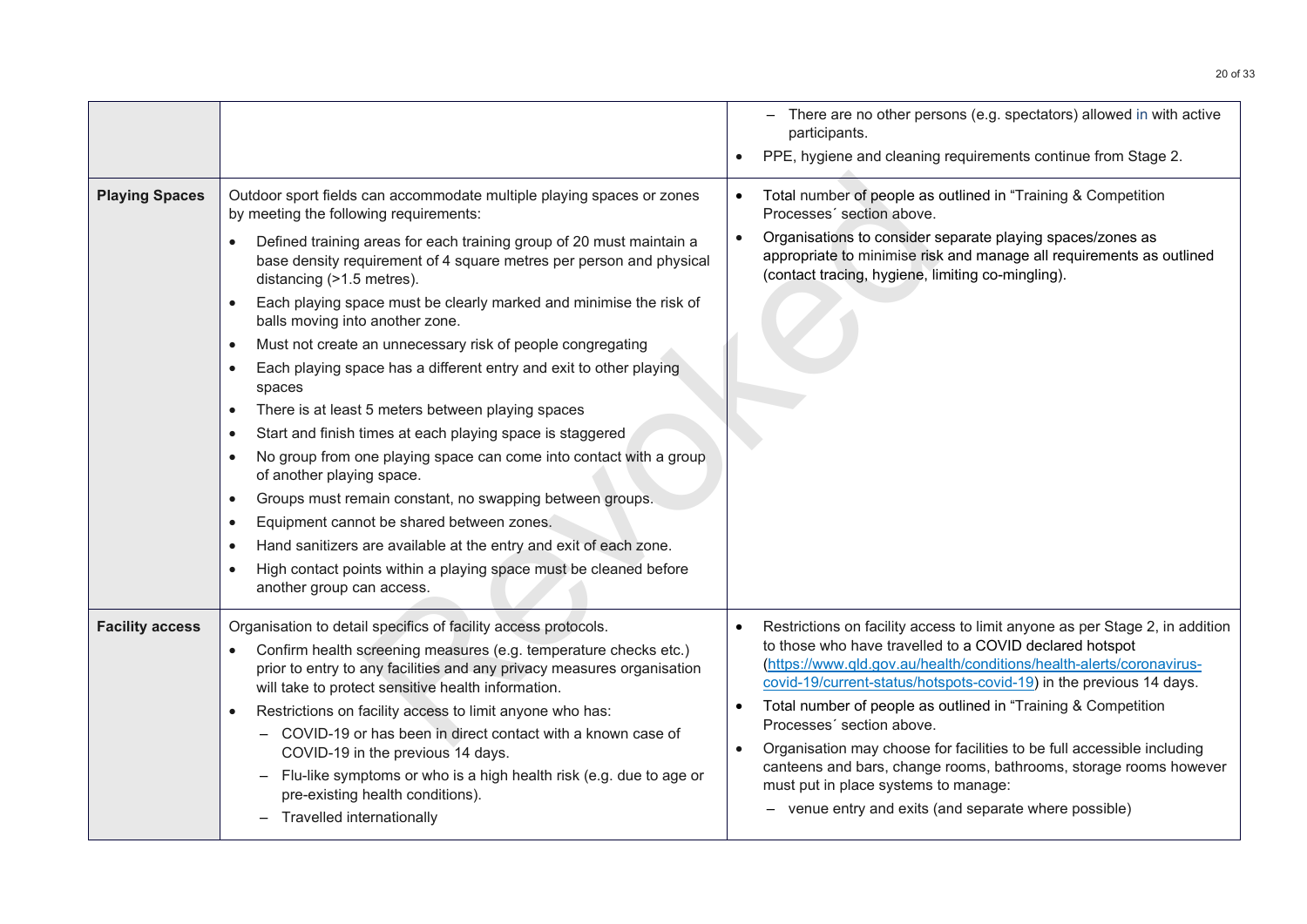| | | |
|---|---|---|
| | | – There are no other persons (e.g. spectators) allowed in with active participants.<br>• PPE, hygiene and cleaning requirements continue from Stage 2. |
| **Playing Spaces** | Outdoor sport fields can accommodate multiple playing spaces or zones by meeting the following requirements:<br>• Defined training areas for each training group of 20 must maintain a base density requirement of 4 square metres per person and physical distancing (>1.5 metres).<br>• Each playing space must be clearly marked and minimise the risk of balls moving into another zone.<br>• Must not create an unnecessary risk of people congregating<br>• Each playing space has a different entry and exit to other playing spaces<br>• There is at least 5 meters between playing spaces<br>• Start and finish times at each playing space is staggered<br>• No group from one playing space can come into contact with a group of another playing space.<br>• Groups must remain constant, no swapping between groups.<br>• Equipment cannot be shared between zones.<br>• Hand sanitizers are available at the entry and exit of each zone.<br>• High contact points within a playing space must be cleaned before another group can access. | • Total number of people as outlined in "Training & Competition Processes´ section above.<br>• Organisations to consider separate playing spaces/zones as appropriate to minimise risk and manage all requirements as outlined (contact tracing, hygiene, limiting co-mingling). |
| **Facility access** | Organisation to detail specifics of facility access protocols.<br>• Confirm health screening measures (e.g. temperature checks etc.) prior to entry to any facilities and any privacy measures organisation will take to protect sensitive health information.<br>• Restrictions on facility access to limit anyone who has:<br>  – COVID-19 or has been in direct contact with a known case of COVID-19 in the previous 14 days.<br>  – Flu-like symptoms or who is a high health risk (e.g. due to age or pre-existing health conditions).<br>  – Travelled internationally | • Restrictions on facility access to limit anyone as per Stage 2, in addition to those who have travelled to a COVID declared hotspot (https://www.qld.gov.au/health/conditions/health-alerts/coronavirus-covid-19/current-status/hotspots-covid-19) in the previous 14 days.<br>• Total number of people as outlined in "Training & Competition Processes´ section above.<br>• Organisation may choose for facilities to be full accessible including canteens and bars, change rooms, bathrooms, storage rooms however must put in place systems to manage:<br>  – venue entry and exits (and separate where possible) |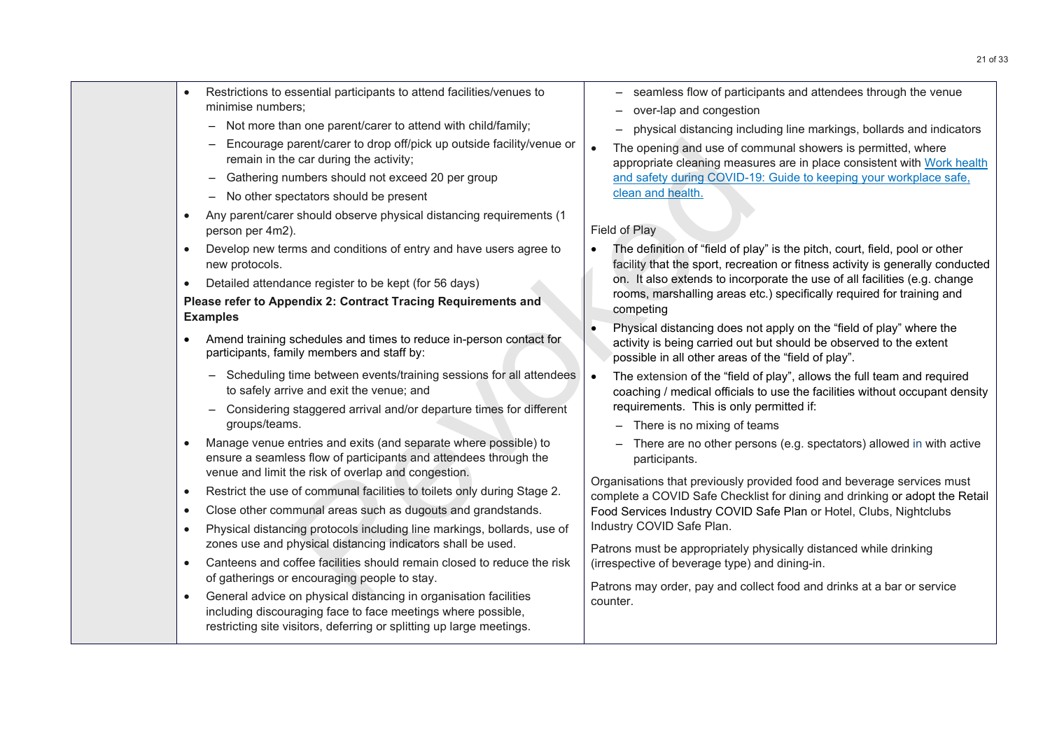|  |  |  |
|---|---|---|
|  | • Restrictions to essential participants to attend facilities/venues to minimise numbers;<br>– Not more than one parent/carer to attend with child/family;<br>– Encourage parent/carer to drop off/pick up outside facility/venue or remain in the car during the activity;<br>– Gathering numbers should not exceed 20 per group<br>– No other spectators should be present<br>• Any parent/carer should observe physical distancing requirements (1 person per 4m2).<br>• Develop new terms and conditions of entry and have users agree to new protocols.<br>• Detailed attendance register to be kept (for 56 days)<br>**Please refer to Appendix 2: Contract Tracing Requirements and Examples**<br>• Amend training schedules and times to reduce in-person contact for participants, family members and staff by:<br>– Scheduling time between events/training sessions for all attendees to safely arrive and exit the venue; and<br>– Considering staggered arrival and/or departure times for different groups/teams.<br>• Manage venue entries and exits (and separate where possible) to ensure a seamless flow of participants and attendees through the venue and limit the risk of overlap and congestion.<br>• Restrict the use of communal facilities to toilets only during Stage 2.<br>• Close other communal areas such as dugouts and grandstands.<br>• Physical distancing protocols including line markings, bollards, use of zones use and physical distancing indicators shall be used.<br>• Canteens and coffee facilities should remain closed to reduce the risk of gatherings or encouraging people to stay.<br>• General advice on physical distancing in organisation facilities including discouraging face to face meetings where possible, restricting site visitors, deferring or splitting up large meetings. | – seamless flow of participants and attendees through the venue<br>– over-lap and congestion<br>– physical distancing including line markings, bollards and indicators<br>• The opening and use of communal showers is permitted, where appropriate cleaning measures are in place consistent with [Work health and safety during COVID-19: Guide to keeping your workplace safe, clean and health.]<br><br>Field of Play<br>• The definition of "field of play" is the pitch, court, field, pool or other facility that the sport, recreation or fitness activity is generally conducted on. It also extends to incorporate the use of all facilities (e.g. change rooms, marshalling areas etc.) specifically required for training and competing<br>• Physical distancing does not apply on the "field of play" where the activity is being carried out but should be observed to the extent possible in all other areas of the "field of play".<br>• The extension of the "field of play", allows the full team and required coaching / medical officials to use the facilities without occupant density requirements. This is only permitted if:<br>– There is no mixing of teams<br>– There are no other persons (e.g. spectators) allowed in with active participants.<br><br>Organisations that previously provided food and beverage services must complete a COVID Safe Checklist for dining and drinking or adopt the Retail Food Services Industry COVID Safe Plan or Hotel, Clubs, Nightclubs Industry COVID Safe Plan.<br><br>Patrons must be appropriately physically distanced while drinking (irrespective of beverage type) and dining-in.<br><br>Patrons may order, pay and collect food and drinks at a bar or service counter. |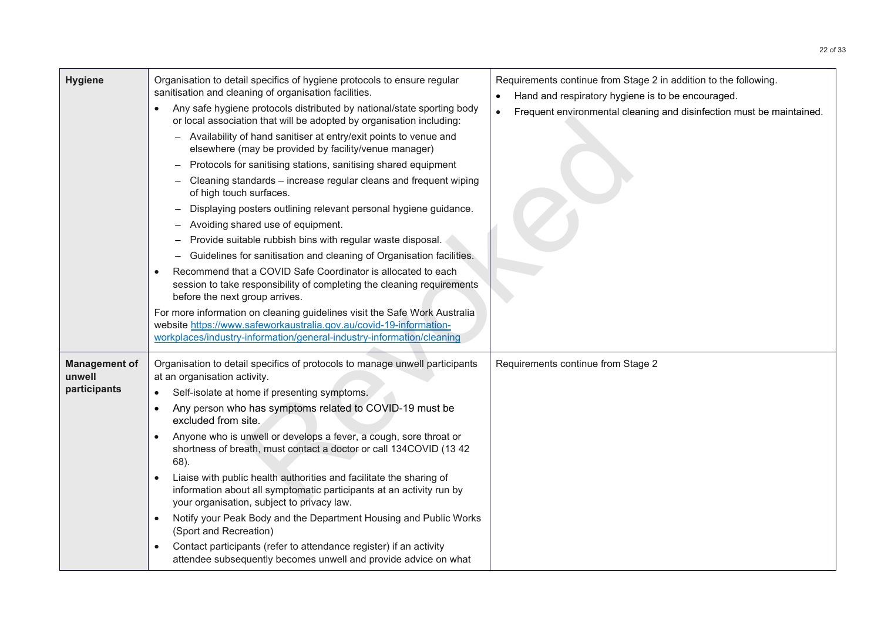| | | |
|---|---|---|
| **Hygiene** | Organisation to detail specifics of hygiene protocols to ensure regular sanitisation and cleaning of organisation facilities.<br>• Any safe hygiene protocols distributed by national/state sporting body or local association that will be adopted by organisation including:<br>&nbsp;&nbsp;– Availability of hand sanitiser at entry/exit points to venue and elsewhere (may be provided by facility/venue manager)<br>&nbsp;&nbsp;– Protocols for sanitising stations, sanitising shared equipment<br>&nbsp;&nbsp;– Cleaning standards – increase regular cleans and frequent wiping of high touch surfaces.<br>&nbsp;&nbsp;– Displaying posters outlining relevant personal hygiene guidance.<br>&nbsp;&nbsp;– Avoiding shared use of equipment.<br>&nbsp;&nbsp;– Provide suitable rubbish bins with regular waste disposal.<br>&nbsp;&nbsp;– Guidelines for sanitisation and cleaning of Organisation facilities.<br>• Recommend that a COVID Safe Coordinator is allocated to each session to take responsibility of completing the cleaning requirements before the next group arrives.<br>For more information on cleaning guidelines visit the Safe Work Australia website https://www.safeworkaustralia.gov.au/covid-19-information-workplaces/industry-information/general-industry-information/cleaning | Requirements continue from Stage 2 in addition to the following.<br>• Hand and respiratory hygiene is to be encouraged.<br>• Frequent environmental cleaning and disinfection must be maintained. |
| **Management of unwell participants** | Organisation to detail specifics of protocols to manage unwell participants at an organisation activity.<br>• Self-isolate at home if presenting symptoms.<br>• Any person who has symptoms related to COVID-19 must be excluded from site.<br>• Anyone who is unwell or develops a fever, a cough, sore throat or shortness of breath, must contact a doctor or call 134COVID (13 42 68).<br>• Liaise with public health authorities and facilitate the sharing of information about all symptomatic participants at an activity run by your organisation, subject to privacy law.<br>• Notify your Peak Body and the Department Housing and Public Works (Sport and Recreation)<br>• Contact participants (refer to attendance register) if an activity attendee subsequently becomes unwell and provide advice on what | Requirements continue from Stage 2 |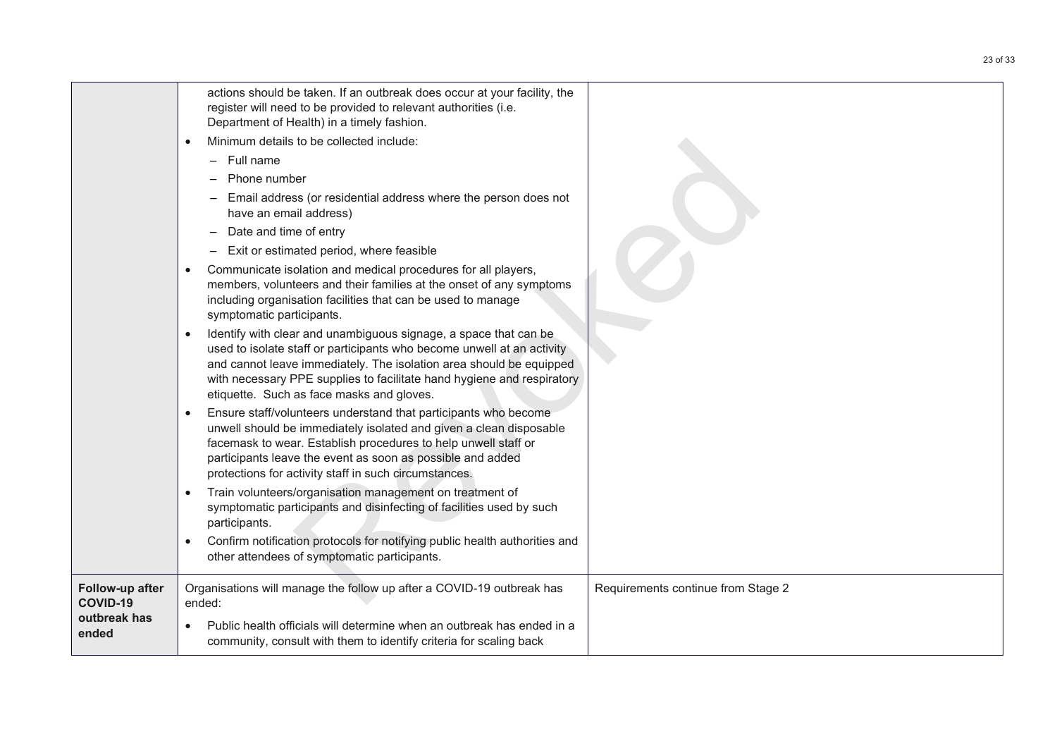| | | |
|---|---|---|
| | actions should be taken. If an outbreak does occur at your facility, the register will need to be provided to relevant authorities (i.e. Department of Health) in a timely fashion.<br>• Minimum details to be collected include:<br>  – Full name<br>  – Phone number<br>  – Email address (or residential address where the person does not have an email address)<br>  – Date and time of entry<br>  – Exit or estimated period, where feasible<br>• Communicate isolation and medical procedures for all players, members, volunteers and their families at the onset of any symptoms including organisation facilities that can be used to manage symptomatic participants.<br>• Identify with clear and unambiguous signage, a space that can be used to isolate staff or participants who become unwell at an activity and cannot leave immediately. The isolation area should be equipped with necessary PPE supplies to facilitate hand hygiene and respiratory etiquette. Such as face masks and gloves.<br>• Ensure staff/volunteers understand that participants who become unwell should be immediately isolated and given a clean disposable facemask to wear. Establish procedures to help unwell staff or participants leave the event as soon as possible and added protections for activity staff in such circumstances.<br>• Train volunteers/organisation management on treatment of symptomatic participants and disinfecting of facilities used by such participants.<br>• Confirm notification protocols for notifying public health authorities and other attendees of symptomatic participants. | |
| **Follow-up after COVID-19 outbreak has ended** | Organisations will manage the follow up after a COVID-19 outbreak has ended:<br>• Public health officials will determine when an outbreak has ended in a community, consult with them to identify criteria for scaling back | Requirements continue from Stage 2 |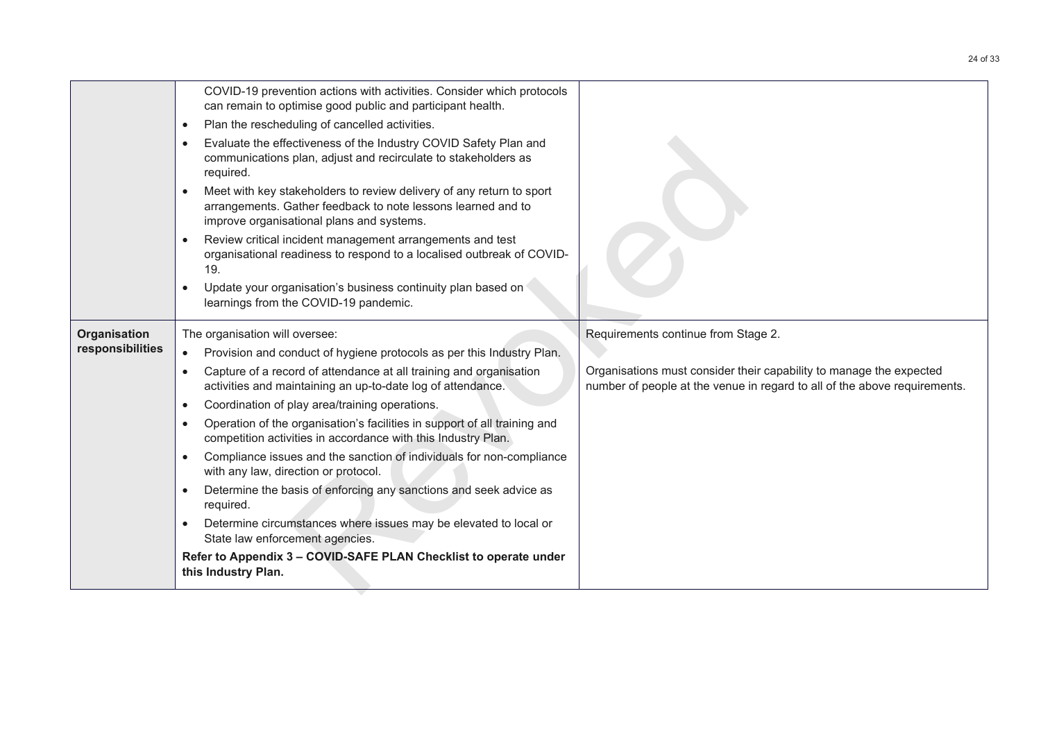| | | |
|---|---|---|
| | COVID-19 prevention actions with activities. Consider which protocols can remain to optimise good public and participant health.<br>• Plan the rescheduling of cancelled activities.<br>• Evaluate the effectiveness of the Industry COVID Safety Plan and communications plan, adjust and recirculate to stakeholders as required.<br>• Meet with key stakeholders to review delivery of any return to sport arrangements. Gather feedback to note lessons learned and to improve organisational plans and systems.<br>• Review critical incident management arrangements and test organisational readiness to respond to a localised outbreak of COVID-19.<br>• Update your organisation's business continuity plan based on learnings from the COVID-19 pandemic. | |
| **Organisation responsibilities** | The organisation will oversee:<br>• Provision and conduct of hygiene protocols as per this Industry Plan.<br>• Capture of a record of attendance at all training and organisation activities and maintaining an up-to-date log of attendance.<br>• Coordination of play area/training operations.<br>• Operation of the organisation's facilities in support of all training and competition activities in accordance with this Industry Plan.<br>• Compliance issues and the sanction of individuals for non-compliance with any law, direction or protocol.<br>• Determine the basis of enforcing any sanctions and seek advice as required.<br>• Determine circumstances where issues may be elevated to local or State law enforcement agencies.<br>**Refer to Appendix 3 – COVID-SAFE PLAN Checklist to operate under this Industry Plan.** | Requirements continue from Stage 2.<br><br>Organisations must consider their capability to manage the expected number of people at the venue in regard to all of the above requirements. |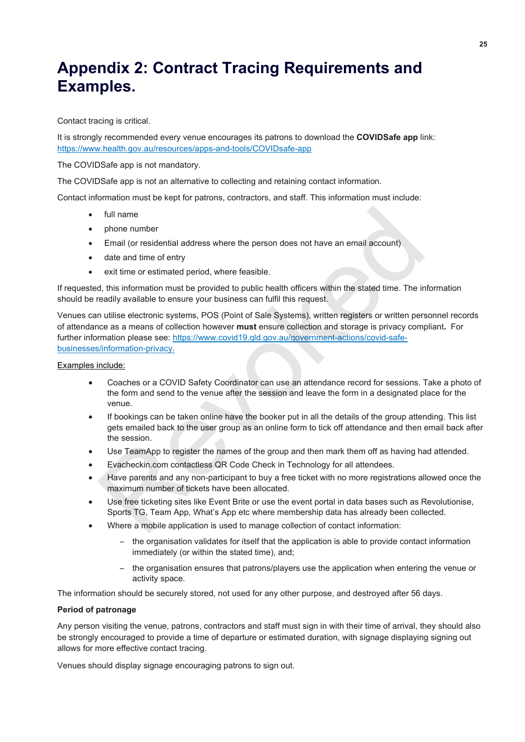# Appendix 2: Contract Tracing Requirements and Examples.

Contact tracing is critical.

It is strongly recommended every venue encourages its patrons to download the **COVIDSafe app** link: https://www.health.gov.au/resources/apps-and-tools/COVIDsafe-app

The COVIDSafe app is not mandatory.

The COVIDSafe app is not an alternative to collecting and retaining contact information.

Contact information must be kept for patrons, contractors, and staff. This information must include:

- full name
- phone number
- Email (or residential address where the person does not have an email account)
- date and time of entry
- exit time or estimated period, where feasible.

If requested, this information must be provided to public health officers within the stated time. The information should be readily available to ensure your business can fulfil this request.

Venues can utilise electronic systems, POS (Point of Sale Systems), written registers or written personnel records of attendance as a means of collection however **must** ensure collection and storage is privacy compliant**.** For further information please see: https://www.covid19.qld.gov.au/government-actions/covid-safe-businesses/information-privacy.

Examples include:

- Coaches or a COVID Safety Coordinator can use an attendance record for sessions. Take a photo of the form and send to the venue after the session and leave the form in a designated place for the venue.
- If bookings can be taken online have the booker put in all the details of the group attending. This list gets emailed back to the user group as an online form to tick off attendance and then email back after the session.
- Use TeamApp to register the names of the group and then mark them off as having had attended.
- Evacheckin.com contactless QR Code Check in Technology for all attendees.
- Have parents and any non-participant to buy a free ticket with no more registrations allowed once the maximum number of tickets have been allocated.
- Use free ticketing sites like Event Brite or use the event portal in data bases such as Revolutionise, Sports TG, Team App, What's App etc where membership data has already been collected.
- Where a mobile application is used to manage collection of contact information:
  - the organisation validates for itself that the application is able to provide contact information immediately (or within the stated time), and;
  - the organisation ensures that patrons/players use the application when entering the venue or activity space.

The information should be securely stored, not used for any other purpose, and destroyed after 56 days.

**Period of patronage**

Any person visiting the venue, patrons, contractors and staff must sign in with their time of arrival, they should also be strongly encouraged to provide a time of departure or estimated duration, with signage displaying signing out allows for more effective contact tracing.

Venues should display signage encouraging patrons to sign out.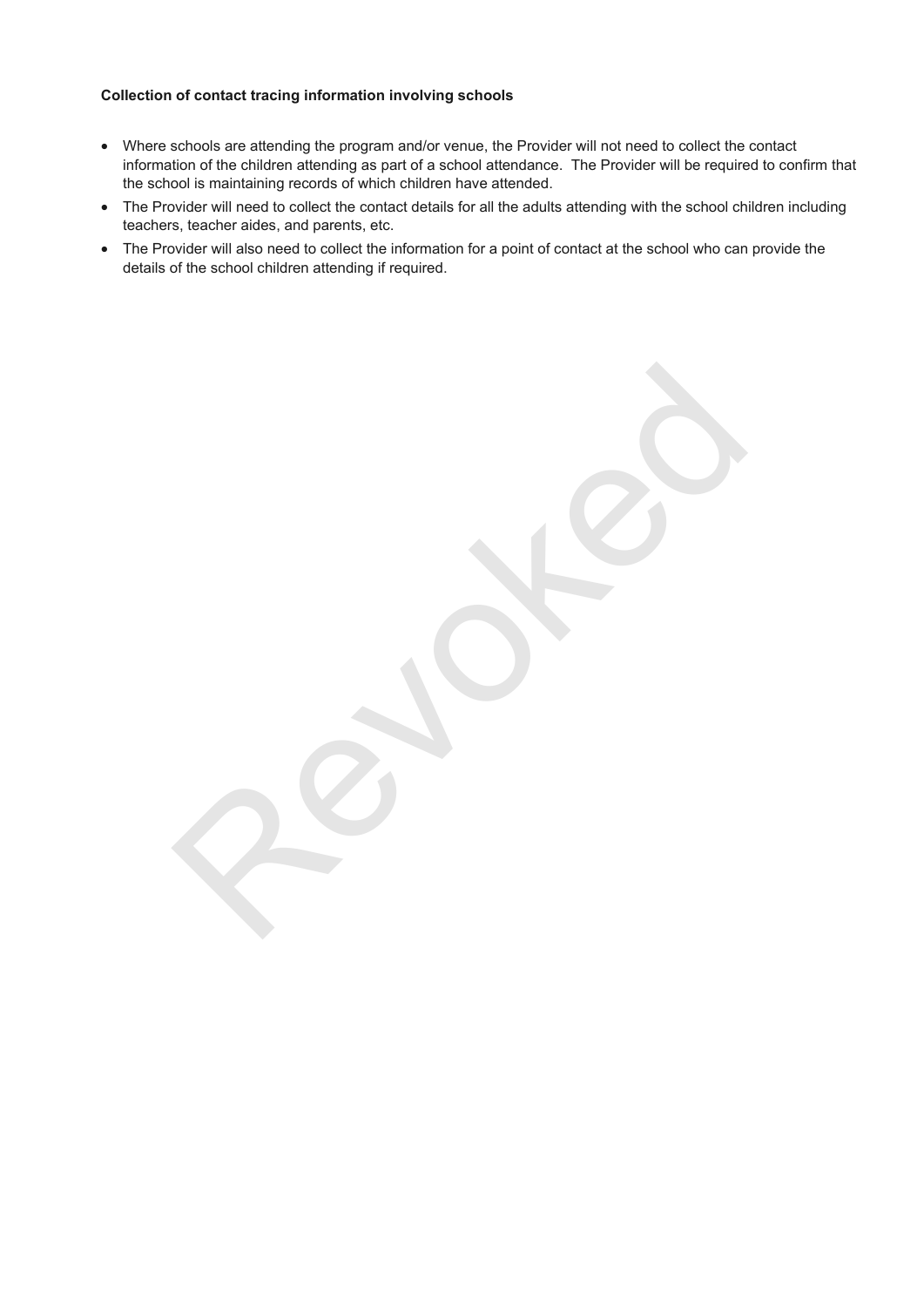**Collection of contact tracing information involving schools**

- Where schools are attending the program and/or venue, the Provider will not need to collect the contact information of the children attending as part of a school attendance. The Provider will be required to confirm that the school is maintaining records of which children have attended.
- The Provider will need to collect the contact details for all the adults attending with the school children including teachers, teacher aides, and parents, etc.
- The Provider will also need to collect the information for a point of contact at the school who can provide the details of the school children attending if required.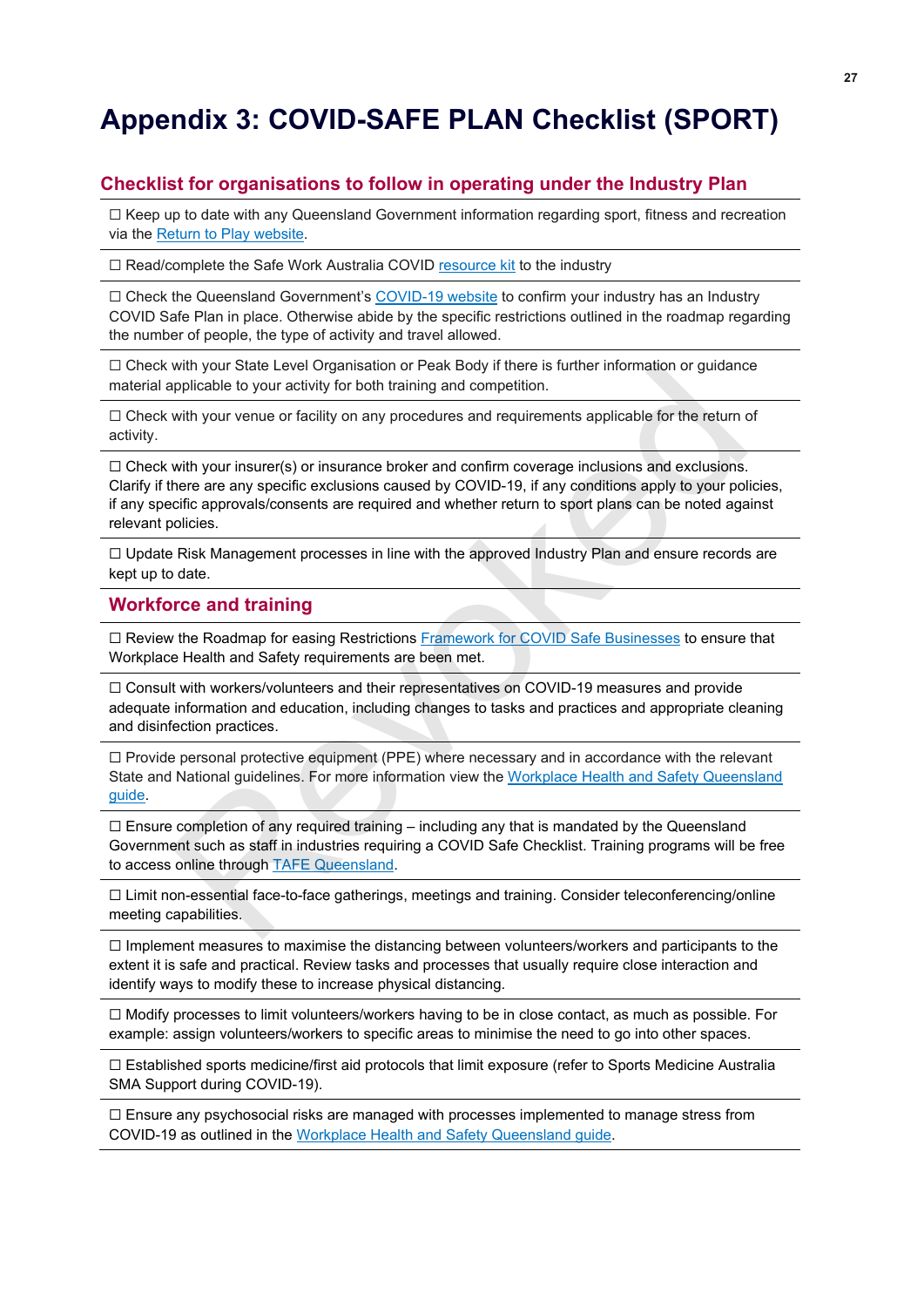# Appendix 3: COVID-SAFE PLAN Checklist (SPORT)

## Checklist for organisations to follow in operating under the Industry Plan

☐ Keep up to date with any Queensland Government information regarding sport, fitness and recreation via the Return to Play website.

☐ Read/complete the Safe Work Australia COVID resource kit to the industry

☐ Check the Queensland Government's COVID-19 website to confirm your industry has an Industry COVID Safe Plan in place. Otherwise abide by the specific restrictions outlined in the roadmap regarding the number of people, the type of activity and travel allowed.

☐ Check with your State Level Organisation or Peak Body if there is further information or guidance material applicable to your activity for both training and competition.

☐ Check with your venue or facility on any procedures and requirements applicable for the return of activity.

☐ Check with your insurer(s) or insurance broker and confirm coverage inclusions and exclusions. Clarify if there are any specific exclusions caused by COVID-19, if any conditions apply to your policies, if any specific approvals/consents are required and whether return to sport plans can be noted against relevant policies.

☐ Update Risk Management processes in line with the approved Industry Plan and ensure records are kept up to date.

## Workforce and training

☐ Review the Roadmap for easing Restrictions Framework for COVID Safe Businesses to ensure that Workplace Health and Safety requirements are been met.

☐ Consult with workers/volunteers and their representatives on COVID-19 measures and provide adequate information and education, including changes to tasks and practices and appropriate cleaning and disinfection practices.

☐ Provide personal protective equipment (PPE) where necessary and in accordance with the relevant State and National guidelines. For more information view the Workplace Health and Safety Queensland guide.

☐ Ensure completion of any required training – including any that is mandated by the Queensland Government such as staff in industries requiring a COVID Safe Checklist. Training programs will be free to access online through TAFE Queensland.

☐ Limit non-essential face-to-face gatherings, meetings and training. Consider teleconferencing/online meeting capabilities.

☐ Implement measures to maximise the distancing between volunteers/workers and participants to the extent it is safe and practical. Review tasks and processes that usually require close interaction and identify ways to modify these to increase physical distancing.

☐ Modify processes to limit volunteers/workers having to be in close contact, as much as possible. For example: assign volunteers/workers to specific areas to minimise the need to go into other spaces.

☐ Established sports medicine/first aid protocols that limit exposure (refer to Sports Medicine Australia SMA Support during COVID-19).

☐ Ensure any psychosocial risks are managed with processes implemented to manage stress from COVID-19 as outlined in the Workplace Health and Safety Queensland guide.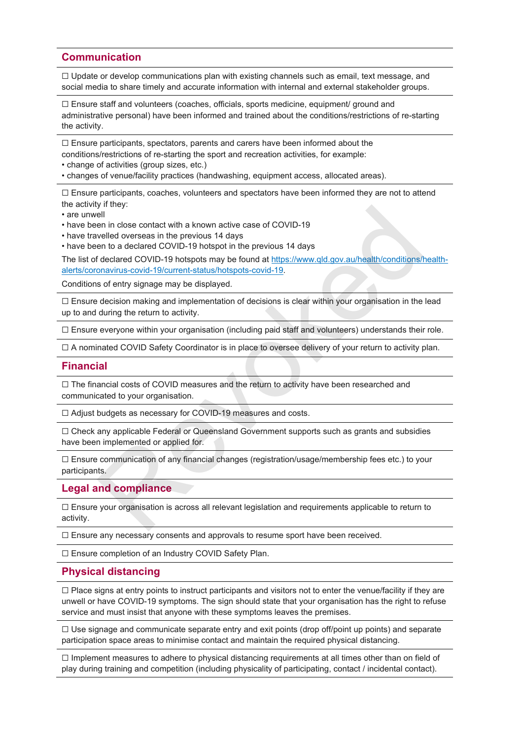## Communication

☐ Update or develop communications plan with existing channels such as email, text message, and social media to share timely and accurate information with internal and external stakeholder groups.

☐ Ensure staff and volunteers (coaches, officials, sports medicine, equipment/ ground and administrative personal) have been informed and trained about the conditions/restrictions of re-starting the activity.

☐ Ensure participants, spectators, parents and carers have been informed about the conditions/restrictions of re-starting the sport and recreation activities, for example:
- change of activities (group sizes, etc.)
- changes of venue/facility practices (handwashing, equipment access, allocated areas).

☐ Ensure participants, coaches, volunteers and spectators have been informed they are not to attend the activity if they:
- are unwell
- have been in close contact with a known active case of COVID-19
- have travelled overseas in the previous 14 days
- have been to a declared COVID-19 hotspot in the previous 14 days

The list of declared COVID-19 hotspots may be found at https://www.qld.gov.au/health/conditions/health-alerts/coronavirus-covid-19/current-status/hotspots-covid-19.

Conditions of entry signage may be displayed.

☐ Ensure decision making and implementation of decisions is clear within your organisation in the lead up to and during the return to activity.

☐ Ensure everyone within your organisation (including paid staff and volunteers) understands their role.

☐ A nominated COVID Safety Coordinator is in place to oversee delivery of your return to activity plan.

## Financial

☐ The financial costs of COVID measures and the return to activity have been researched and communicated to your organisation.

☐ Adjust budgets as necessary for COVID-19 measures and costs.

☐ Check any applicable Federal or Queensland Government supports such as grants and subsidies have been implemented or applied for.

☐ Ensure communication of any financial changes (registration/usage/membership fees etc.) to your participants.

## Legal and compliance

☐ Ensure your organisation is across all relevant legislation and requirements applicable to return to activity.

☐ Ensure any necessary consents and approvals to resume sport have been received.

☐ Ensure completion of an Industry COVID Safety Plan.

## Physical distancing

☐ Place signs at entry points to instruct participants and visitors not to enter the venue/facility if they are unwell or have COVID-19 symptoms. The sign should state that your organisation has the right to refuse service and must insist that anyone with these symptoms leaves the premises.

☐ Use signage and communicate separate entry and exit points (drop off/point up points) and separate participation space areas to minimise contact and maintain the required physical distancing.

☐ Implement measures to adhere to physical distancing requirements at all times other than on field of play during training and competition (including physicality of participating, contact / incidental contact).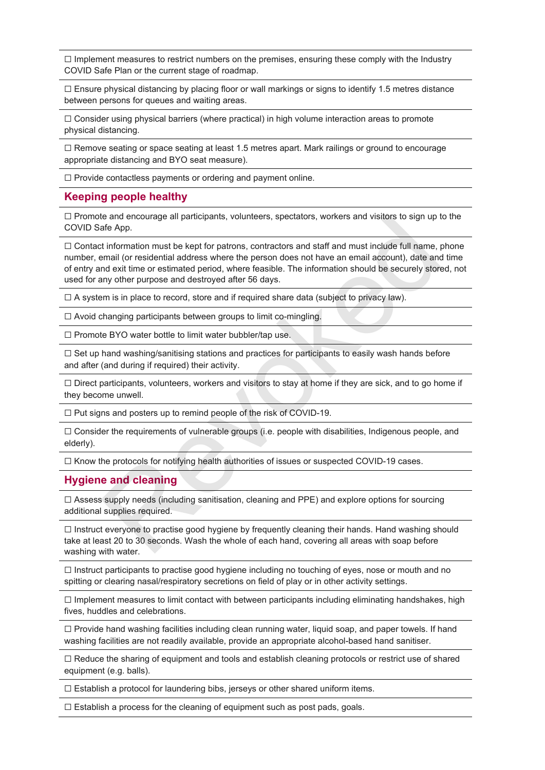☐ Implement measures to restrict numbers on the premises, ensuring these comply with the Industry COVID Safe Plan or the current stage of roadmap.

☐ Ensure physical distancing by placing floor or wall markings or signs to identify 1.5 metres distance between persons for queues and waiting areas.

☐ Consider using physical barriers (where practical) in high volume interaction areas to promote physical distancing.

☐ Remove seating or space seating at least 1.5 metres apart. Mark railings or ground to encourage appropriate distancing and BYO seat measure).

☐ Provide contactless payments or ordering and payment online.

## Keeping people healthy

☐ Promote and encourage all participants, volunteers, spectators, workers and visitors to sign up to the COVID Safe App.

☐ Contact information must be kept for patrons, contractors and staff and must include full name, phone number, email (or residential address where the person does not have an email account), date and time of entry and exit time or estimated period, where feasible. The information should be securely stored, not used for any other purpose and destroyed after 56 days.

☐ A system is in place to record, store and if required share data (subject to privacy law).

☐ Avoid changing participants between groups to limit co-mingling.

☐ Promote BYO water bottle to limit water bubbler/tap use.

☐ Set up hand washing/sanitising stations and practices for participants to easily wash hands before and after (and during if required) their activity.

☐ Direct participants, volunteers, workers and visitors to stay at home if they are sick, and to go home if they become unwell.

☐ Put signs and posters up to remind people of the risk of COVID-19.

☐ Consider the requirements of vulnerable groups (i.e. people with disabilities, Indigenous people, and elderly).

☐ Know the protocols for notifying health authorities of issues or suspected COVID-19 cases.

## Hygiene and cleaning

☐ Assess supply needs (including sanitisation, cleaning and PPE) and explore options for sourcing additional supplies required.

☐ Instruct everyone to practise good hygiene by frequently cleaning their hands. Hand washing should take at least 20 to 30 seconds. Wash the whole of each hand, covering all areas with soap before washing with water.

☐ Instruct participants to practise good hygiene including no touching of eyes, nose or mouth and no spitting or clearing nasal/respiratory secretions on field of play or in other activity settings.

☐ Implement measures to limit contact with between participants including eliminating handshakes, high fives, huddles and celebrations.

☐ Provide hand washing facilities including clean running water, liquid soap, and paper towels. If hand washing facilities are not readily available, provide an appropriate alcohol-based hand sanitiser.

☐ Reduce the sharing of equipment and tools and establish cleaning protocols or restrict use of shared equipment (e.g. balls).

☐ Establish a protocol for laundering bibs, jerseys or other shared uniform items.

☐ Establish a process for the cleaning of equipment such as post pads, goals.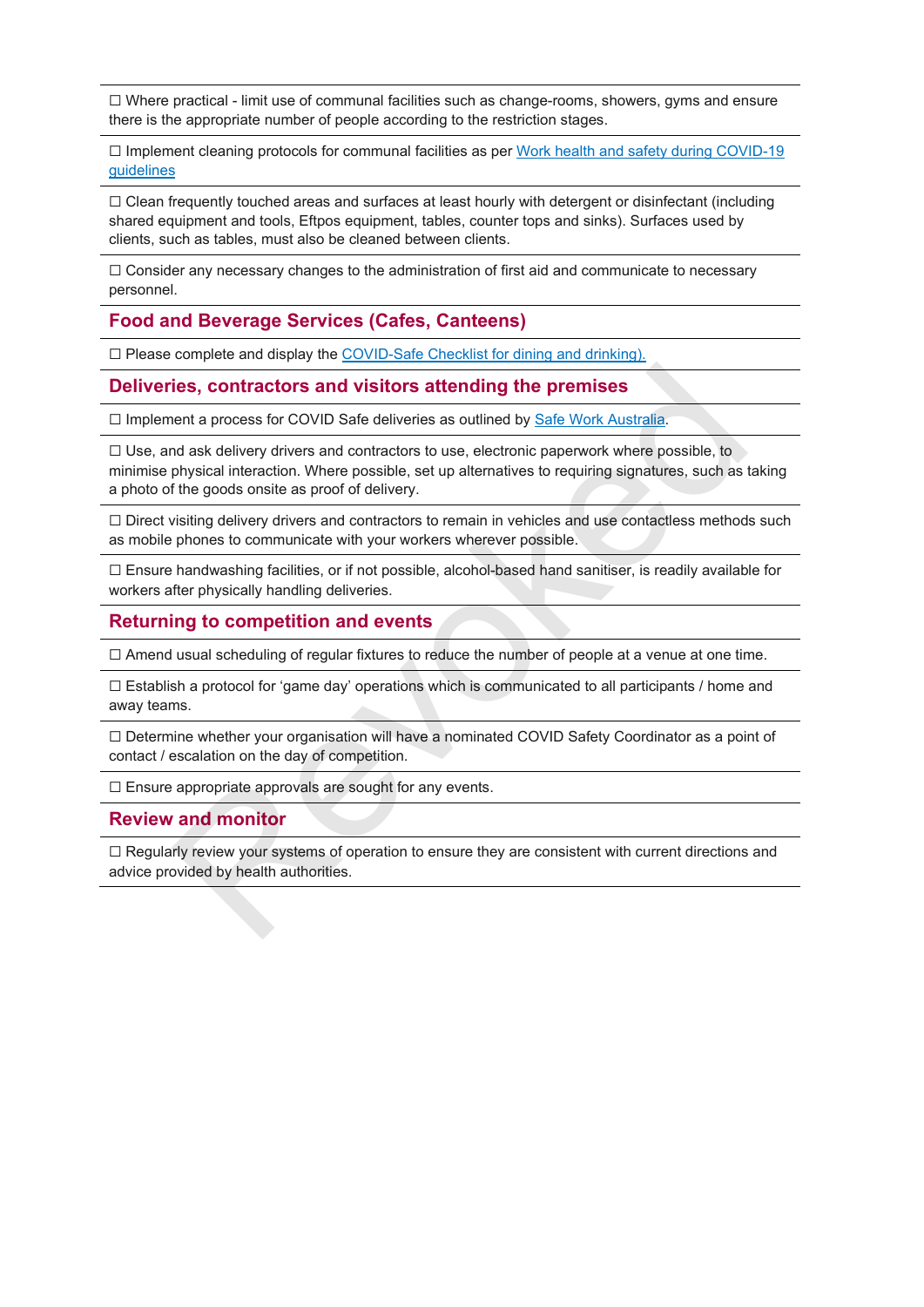☐ Where practical - limit use of communal facilities such as change-rooms, showers, gyms and ensure there is the appropriate number of people according to the restriction stages.

☐ Implement cleaning protocols for communal facilities as per [Work health and safety during COVID-19 guidelines]

☐ Clean frequently touched areas and surfaces at least hourly with detergent or disinfectant (including shared equipment and tools, Eftpos equipment, tables, counter tops and sinks). Surfaces used by clients, such as tables, must also be cleaned between clients.

☐ Consider any necessary changes to the administration of first aid and communicate to necessary personnel.

## Food and Beverage Services (Cafes, Canteens)

☐ Please complete and display the [COVID-Safe Checklist for dining and drinking).]

## Deliveries, contractors and visitors attending the premises

☐ Implement a process for COVID Safe deliveries as outlined by [Safe Work Australia].

☐ Use, and ask delivery drivers and contractors to use, electronic paperwork where possible, to minimise physical interaction. Where possible, set up alternatives to requiring signatures, such as taking a photo of the goods onsite as proof of delivery.

☐ Direct visiting delivery drivers and contractors to remain in vehicles and use contactless methods such as mobile phones to communicate with your workers wherever possible.

☐ Ensure handwashing facilities, or if not possible, alcohol-based hand sanitiser, is readily available for workers after physically handling deliveries.

## Returning to competition and events

☐ Amend usual scheduling of regular fixtures to reduce the number of people at a venue at one time.

☐ Establish a protocol for 'game day' operations which is communicated to all participants / home and away teams.

☐ Determine whether your organisation will have a nominated COVID Safety Coordinator as a point of contact / escalation on the day of competition.

☐ Ensure appropriate approvals are sought for any events.

## Review and monitor

☐ Regularly review your systems of operation to ensure they are consistent with current directions and advice provided by health authorities.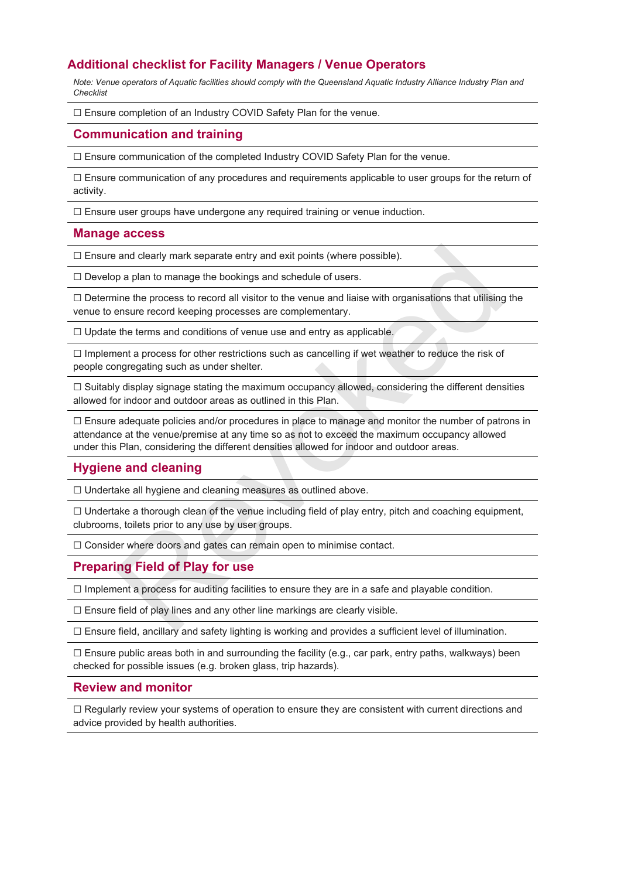## Additional checklist for Facility Managers / Venue Operators

*Note: Venue operators of Aquatic facilities should comply with the Queensland Aquatic Industry Alliance Industry Plan and Checklist*

☐ Ensure completion of an Industry COVID Safety Plan for the venue.

### Communication and training

☐ Ensure communication of the completed Industry COVID Safety Plan for the venue.

☐ Ensure communication of any procedures and requirements applicable to user groups for the return of activity.

☐ Ensure user groups have undergone any required training or venue induction.

### Manage access

☐ Ensure and clearly mark separate entry and exit points (where possible).

☐ Develop a plan to manage the bookings and schedule of users.

☐ Determine the process to record all visitor to the venue and liaise with organisations that utilising the venue to ensure record keeping processes are complementary.

☐ Update the terms and conditions of venue use and entry as applicable.

☐ Implement a process for other restrictions such as cancelling if wet weather to reduce the risk of people congregating such as under shelter.

☐ Suitably display signage stating the maximum occupancy allowed, considering the different densities allowed for indoor and outdoor areas as outlined in this Plan.

☐ Ensure adequate policies and/or procedures in place to manage and monitor the number of patrons in attendance at the venue/premise at any time so as not to exceed the maximum occupancy allowed under this Plan, considering the different densities allowed for indoor and outdoor areas.

### Hygiene and cleaning

☐ Undertake all hygiene and cleaning measures as outlined above.

☐ Undertake a thorough clean of the venue including field of play entry, pitch and coaching equipment, clubrooms, toilets prior to any use by user groups.

☐ Consider where doors and gates can remain open to minimise contact.

### Preparing Field of Play for use

☐ Implement a process for auditing facilities to ensure they are in a safe and playable condition.

☐ Ensure field of play lines and any other line markings are clearly visible.

☐ Ensure field, ancillary and safety lighting is working and provides a sufficient level of illumination.

☐ Ensure public areas both in and surrounding the facility (e.g., car park, entry paths, walkways) been checked for possible issues (e.g. broken glass, trip hazards).

### Review and monitor

☐ Regularly review your systems of operation to ensure they are consistent with current directions and advice provided by health authorities.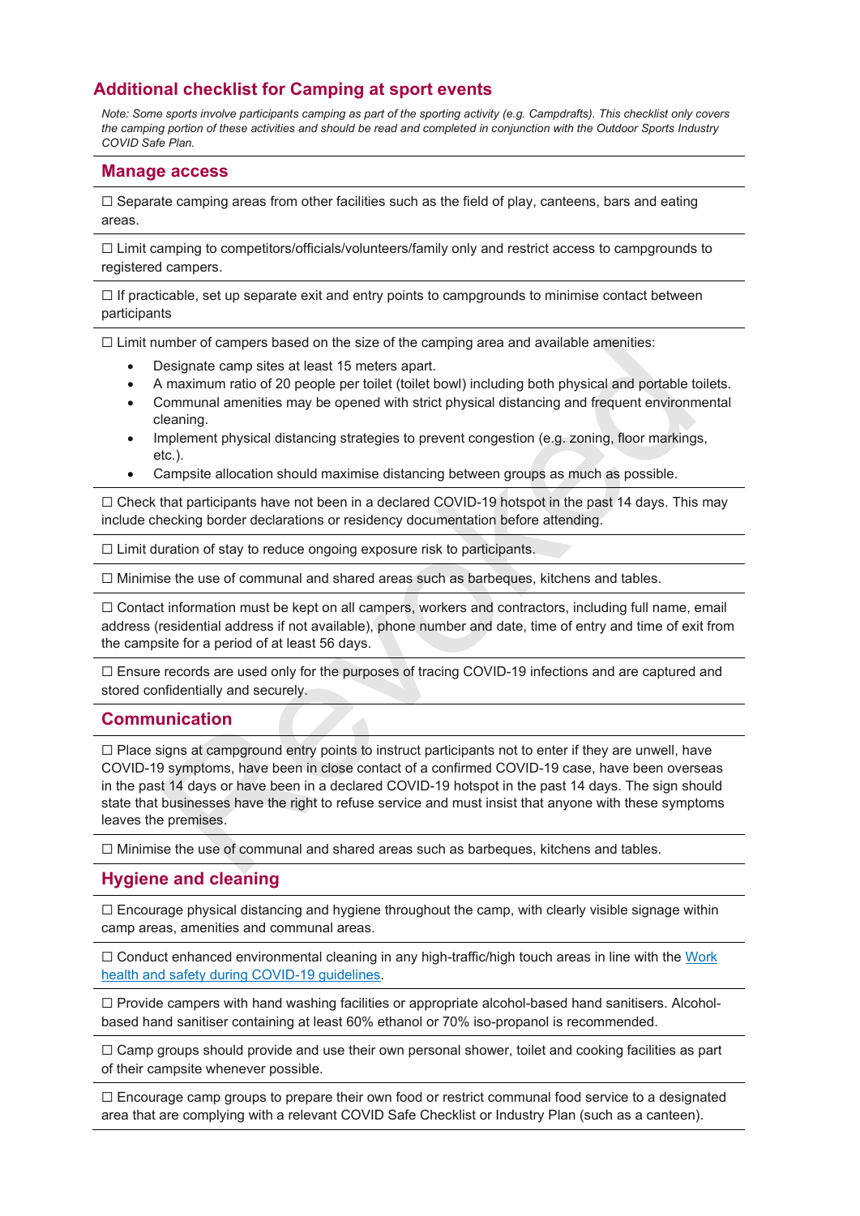## Additional checklist for Camping at sport events

*Note: Some sports involve participants camping as part of the sporting activity (e.g. Campdrafts). This checklist only covers the camping portion of these activities and should be read and completed in conjunction with the Outdoor Sports Industry COVID Safe Plan.*

### Manage access

☐ Separate camping areas from other facilities such as the field of play, canteens, bars and eating areas.

☐ Limit camping to competitors/officials/volunteers/family only and restrict access to campgrounds to registered campers.

☐ If practicable, set up separate exit and entry points to campgrounds to minimise contact between participants

☐ Limit number of campers based on the size of the camping area and available amenities:

- Designate camp sites at least 15 meters apart.
- A maximum ratio of 20 people per toilet (toilet bowl) including both physical and portable toilets.
- Communal amenities may be opened with strict physical distancing and frequent environmental cleaning.
- Implement physical distancing strategies to prevent congestion (e.g. zoning, floor markings, etc.).
- Campsite allocation should maximise distancing between groups as much as possible.

☐ Check that participants have not been in a declared COVID-19 hotspot in the past 14 days. This may include checking border declarations or residency documentation before attending.

☐ Limit duration of stay to reduce ongoing exposure risk to participants.

☐ Minimise the use of communal and shared areas such as barbeques, kitchens and tables.

☐ Contact information must be kept on all campers, workers and contractors, including full name, email address (residential address if not available), phone number and date, time of entry and time of exit from the campsite for a period of at least 56 days.

☐ Ensure records are used only for the purposes of tracing COVID-19 infections and are captured and stored confidentially and securely.

### Communication

☐ Place signs at campground entry points to instruct participants not to enter if they are unwell, have COVID-19 symptoms, have been in close contact of a confirmed COVID-19 case, have been overseas in the past 14 days or have been in a declared COVID-19 hotspot in the past 14 days. The sign should state that businesses have the right to refuse service and must insist that anyone with these symptoms leaves the premises.

☐ Minimise the use of communal and shared areas such as barbeques, kitchens and tables.

### Hygiene and cleaning

☐ Encourage physical distancing and hygiene throughout the camp, with clearly visible signage within camp areas, amenities and communal areas.

☐ Conduct enhanced environmental cleaning in any high-traffic/high touch areas in line with the Work health and safety during COVID-19 guidelines.

☐ Provide campers with hand washing facilities or appropriate alcohol-based hand sanitisers. Alcohol-based hand sanitiser containing at least 60% ethanol or 70% iso-propanol is recommended.

☐ Camp groups should provide and use their own personal shower, toilet and cooking facilities as part of their campsite whenever possible.

☐ Encourage camp groups to prepare their own food or restrict communal food service to a designated area that are complying with a relevant COVID Safe Checklist or Industry Plan (such as a canteen).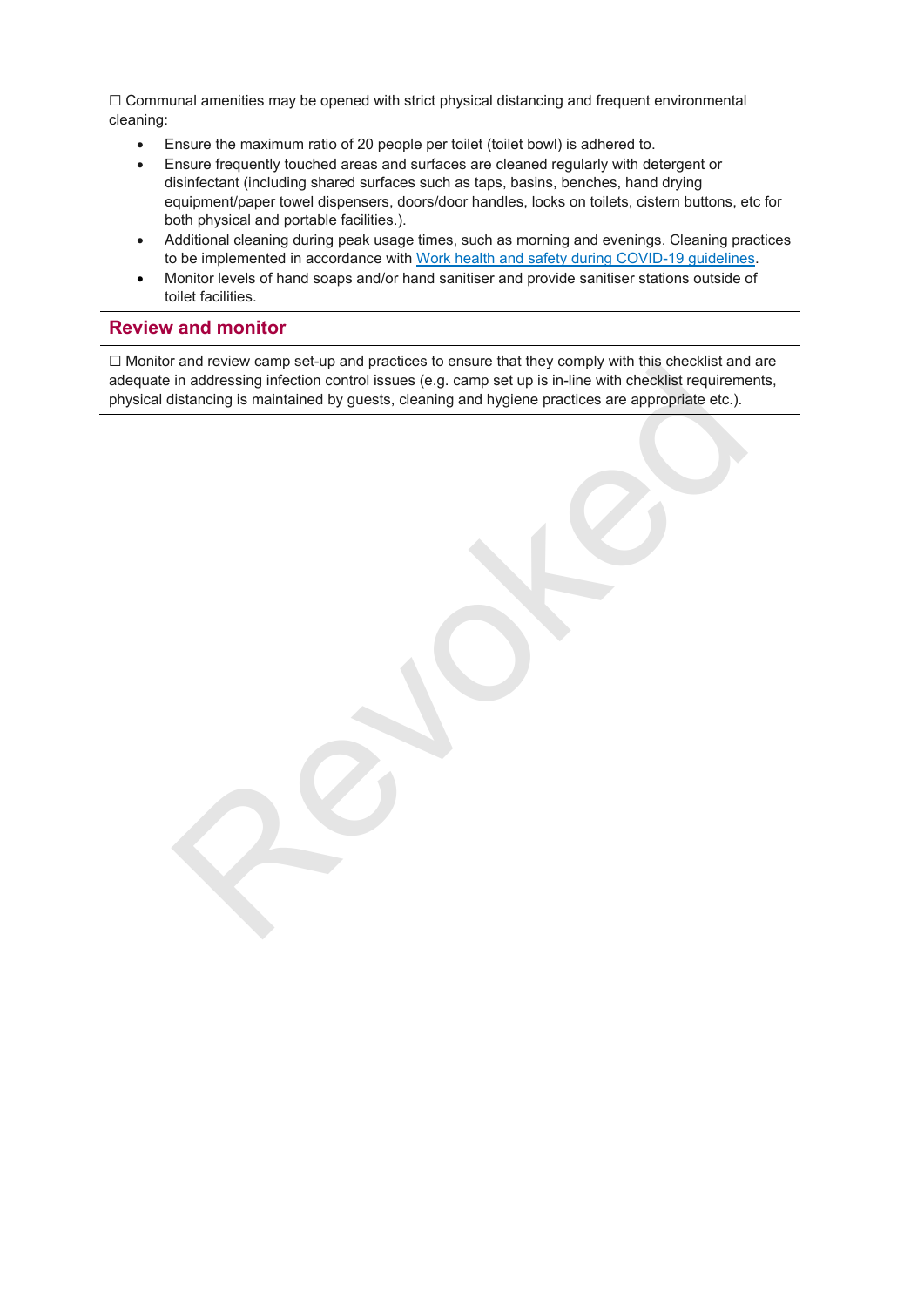☐ Communal amenities may be opened with strict physical distancing and frequent environmental cleaning:

- Ensure the maximum ratio of 20 people per toilet (toilet bowl) is adhered to.
- Ensure frequently touched areas and surfaces are cleaned regularly with detergent or disinfectant (including shared surfaces such as taps, basins, benches, hand drying equipment/paper towel dispensers, doors/door handles, locks on toilets, cistern buttons, etc for both physical and portable facilities.).
- Additional cleaning during peak usage times, such as morning and evenings. Cleaning practices to be implemented in accordance with [Work health and safety during COVID-19 guidelines](#).
- Monitor levels of hand soaps and/or hand sanitiser and provide sanitiser stations outside of toilet facilities.

## Review and monitor

☐ Monitor and review camp set-up and practices to ensure that they comply with this checklist and are adequate in addressing infection control issues (e.g. camp set up is in-line with checklist requirements, physical distancing is maintained by guests, cleaning and hygiene practices are appropriate etc.).